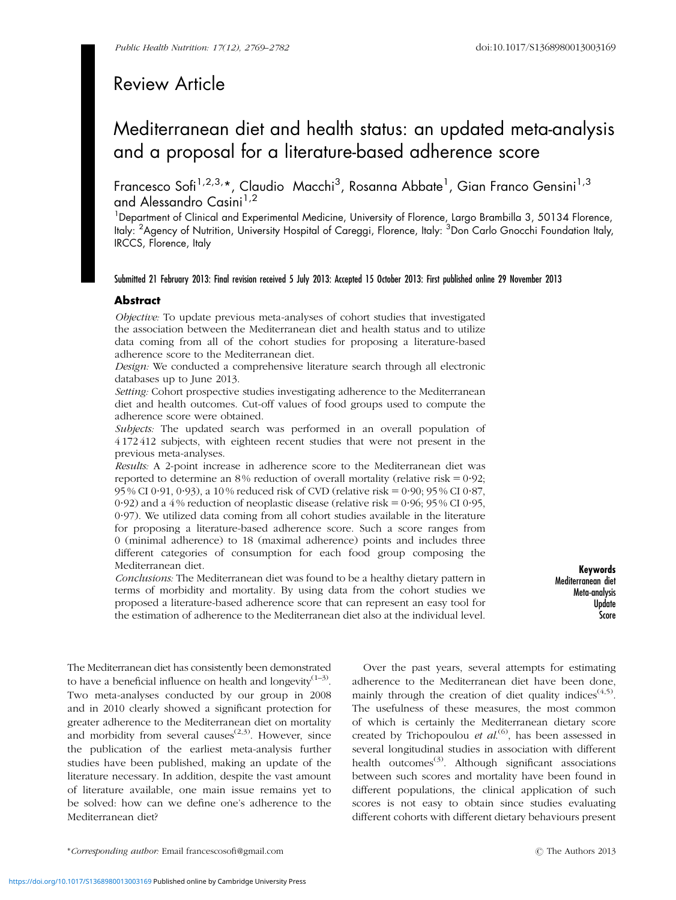Review Article

# Mediterranean diet and health status: an updated meta-analysis and a proposal for a literature-based adherence score

Francesco Sofi[1,2,3,*], Claudio Macchi[3], Rosanna Abbate[1], Gian Franco Gensini[1,3] and Alessandro Casini[1,2]

[1]Department of Clinical and Experimental Medicine, University of Florence, Largo Brambilla 3, 50134 Florence, Italy: [2]Agency of Nutrition, University Hospital of Careggi, Florence, Italy: [3]Don Carlo Gnocchi Foundation Italy, IRCCS, Florence, Italy

Submitted 21 February 2013: Final revision received 5 July 2013: Accepted 15 October 2013: First published online 29 November 2013

## Abstract

*Objective:* To update previous meta-analyses of cohort studies that investigated the association between the Mediterranean diet and health status and to utilize data coming from all of the cohort studies for proposing a literature-based adherence score to the Mediterranean diet.

*Design:* We conducted a comprehensive literature search through all electronic databases up to June 2013.

*Setting:* Cohort prospective studies investigating adherence to the Mediterranean diet and health outcomes. Cut-off values of food groups used to compute the adherence score were obtained.

*Subjects:* The updated search was performed in an overall population of 4 172 412 subjects, with eighteen recent studies that were not present in the previous meta-analyses.

*Results:* A 2-point increase in adherence score to the Mediterranean diet was reported to determine an 8 % reduction of overall mortality (relative risk = 0·92; 95 % CI 0·91, 0·93), a 10 % reduced risk of CVD (relative risk = 0·90; 95 % CI 0·87, 0·92) and a 4 % reduction of neoplastic disease (relative risk = 0·96; 95 % CI 0·95, 0·97). We utilized data coming from all cohort studies available in the literature for proposing a literature-based adherence score. Such a score ranges from 0 (minimal adherence) to 18 (maximal adherence) points and includes three different categories of consumption for each food group composing the Mediterranean diet.

*Conclusions:* The Mediterranean diet was found to be a healthy dietary pattern in terms of morbidity and mortality. By using data from the cohort studies we proposed a literature-based adherence score that can represent an easy tool for the estimation of adherence to the Mediterranean diet also at the individual level.

**Keywords**
Mediterranean diet
Meta-analysis
Update
Score

The Mediterranean diet has consistently been demonstrated to have a beneficial influence on health and longevity[1–3]. Two meta-analyses conducted by our group in 2008 and in 2010 clearly showed a significant protection for greater adherence to the Mediterranean diet on mortality and morbidity from several causes[2,3]. However, since the publication of the earliest meta-analysis further studies have been published, making an update of the literature necessary. In addition, despite the vast amount of literature available, one main issue remains yet to be solved: how can we define one's adherence to the Mediterranean diet?

Over the past years, several attempts for estimating adherence to the Mediterranean diet have been done, mainly through the creation of diet quality indices[4,5]. The usefulness of these measures, the most common of which is certainly the Mediterranean dietary score created by Trichopoulou *et al.*[6], has been assessed in several longitudinal studies in association with different health outcomes[3]. Although significant associations between such scores and mortality have been found in different populations, the clinical application of such scores is not easy to obtain since studies evaluating different cohorts with different dietary behaviours present

*Corresponding author: Email francescosofi@gmail.com

© The Authors 2013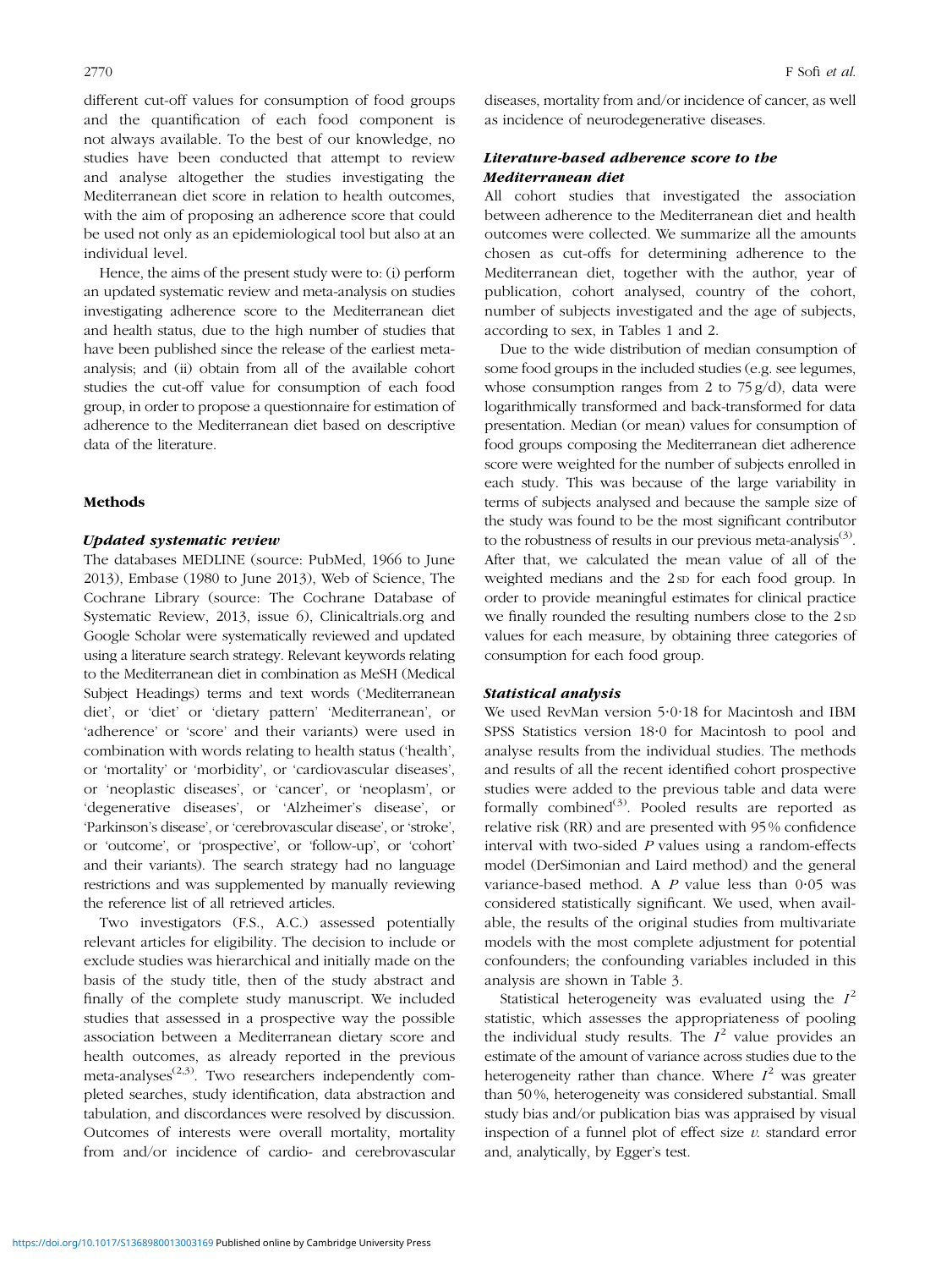different cut-off values for consumption of food groups and the quantification of each food component is not always available. To the best of our knowledge, no studies have been conducted that attempt to review and analyse altogether the studies investigating the Mediterranean diet score in relation to health outcomes, with the aim of proposing an adherence score that could be used not only as an epidemiological tool but also at an individual level.

Hence, the aims of the present study were to: (i) perform an updated systematic review and meta-analysis on studies investigating adherence score to the Mediterranean diet and health status, due to the high number of studies that have been published since the release of the earliest meta-analysis; and (ii) obtain from all of the available cohort studies the cut-off value for consumption of each food group, in order to propose a questionnaire for estimation of adherence to the Mediterranean diet based on descriptive data of the literature.

## Methods

### Updated systematic review

The databases MEDLINE (source: PubMed, 1966 to June 2013), Embase (1980 to June 2013), Web of Science, The Cochrane Library (source: The Cochrane Database of Systematic Review, 2013, issue 6), Clinicaltrials.org and Google Scholar were systematically reviewed and updated using a literature search strategy. Relevant keywords relating to the Mediterranean diet in combination as MeSH (Medical Subject Headings) terms and text words ('Mediterranean diet', or 'diet' or 'dietary pattern' 'Mediterranean', or 'adherence' or 'score' and their variants) were used in combination with words relating to health status ('health', or 'mortality' or 'morbidity', or 'cardiovascular diseases', or 'neoplastic diseases', or 'cancer', or 'neoplasm', or 'degenerative diseases', or 'Alzheimer's disease', or 'Parkinson's disease', or 'cerebrovascular disease', or 'stroke', or 'outcome', or 'prospective', or 'follow-up', or 'cohort' and their variants). The search strategy had no language restrictions and was supplemented by manually reviewing the reference list of all retrieved articles.

Two investigators (F.S., A.C.) assessed potentially relevant articles for eligibility. The decision to include or exclude studies was hierarchical and initially made on the basis of the study title, then of the study abstract and finally of the complete study manuscript. We included studies that assessed in a prospective way the possible association between a Mediterranean dietary score and health outcomes, as already reported in the previous meta-analyses[2,3]. Two researchers independently completed searches, study identification, data abstraction and tabulation, and discordances were resolved by discussion. Outcomes of interests were overall mortality, mortality from and/or incidence of cardio- and cerebrovascular diseases, mortality from and/or incidence of cancer, as well as incidence of neurodegenerative diseases.

### Literature-based adherence score to the Mediterranean diet

All cohort studies that investigated the association between adherence to the Mediterranean diet and health outcomes were collected. We summarize all the amounts chosen as cut-offs for determining adherence to the Mediterranean diet, together with the author, year of publication, cohort analysed, country of the cohort, number of subjects investigated and the age of subjects, according to sex, in Tables 1 and 2.

Due to the wide distribution of median consumption of some food groups in the included studies (e.g. see legumes, whose consumption ranges from 2 to 75 g/d), data were logarithmically transformed and back-transformed for data presentation. Median (or mean) values for consumption of food groups composing the Mediterranean diet adherence score were weighted for the number of subjects enrolled in each study. This was because of the large variability in terms of subjects analysed and because the sample size of the study was found to be the most significant contributor to the robustness of results in our previous meta-analysis[3]. After that, we calculated the mean value of all of the weighted medians and the 2 SD for each food group. In order to provide meaningful estimates for clinical practice we finally rounded the resulting numbers close to the 2 SD values for each measure, by obtaining three categories of consumption for each food group.

### Statistical analysis

We used RevMan version 5·0·18 for Macintosh and IBM SPSS Statistics version 18·0 for Macintosh to pool and analyse results from the individual studies. The methods and results of all the recent identified cohort prospective studies were added to the previous table and data were formally combined[3]. Pooled results are reported as relative risk (RR) and are presented with 95 % confidence interval with two-sided $P$ values using a random-effects model (DerSimonian and Laird method) and the general variance-based method. A $P$ value less than 0·05 was considered statistically significant. We used, when available, the results of the original studies from multivariate models with the most complete adjustment for potential confounders; the confounding variables included in this analysis are shown in Table 3.

Statistical heterogeneity was evaluated using the $I^2$ statistic, which assesses the appropriateness of pooling the individual study results. The $I^2$ value provides an estimate of the amount of variance across studies due to the heterogeneity rather than chance. Where $I^2$ was greater than 50 %, heterogeneity was considered substantial. Small study bias and/or publication bias was appraised by visual inspection of a funnel plot of effect size *v.* standard error and, analytically, by Egger's test.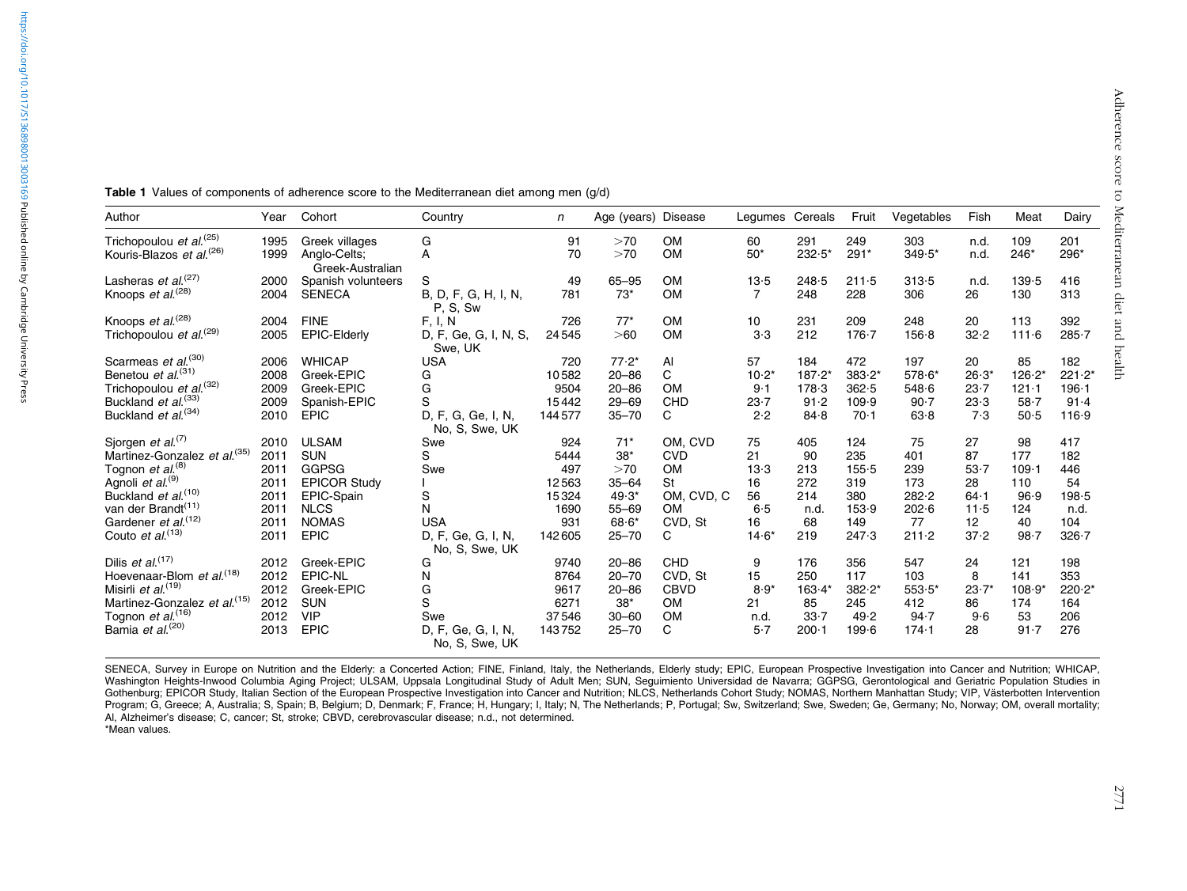**Table 1** Values of components of adherence score to the Mediterranean diet among men (g/d)

| Author | Year | Cohort | Country | *n* | Age (years) | Disease | Legumes | Cereals | Fruit | Vegetables | Fish | Meat | Dairy |
|---|---|---|---|---|---|---|---|---|---|---|---|---|---|
| Trichopoulou *et al.*[25] | 1995 | Greek villages | G | 91 | >70 | OM | 60 | 291 | 249 | 303 | n.d. | 109 | 201 |
| Kouris-Blazos *et al.*[26] | 1999 | Anglo-Celts; Greek-Australian | A | 70 | >70 | OM | 50* | 232·5* | 291* | 349·5* | n.d. | 246* | 296* |
| Lasheras *et al.*[27] | 2000 | Spanish volunteers | S | 49 | 65–95 | OM | 13·5 | 248·5 | 211·5 | 313·5 | n.d. | 139·5 | 416 |
| Knoops *et al.*[28] | 2004 | SENECA | B, D, F, G, H, I, N, P, S, Sw | 781 | 73* | OM | 7 | 248 | 228 | 306 | 26 | 130 | 313 |
| Knoops *et al.*[28] | 2004 | FINE | F, I, N | 726 | 77* | OM | 10 | 231 | 209 | 248 | 20 | 113 | 392 |
| Trichopoulou *et al.*[29] | 2005 | EPIC-Elderly | D, F, Ge, G, I, N, S, Swe, UK | 24 545 | >60 | OM | 3·3 | 212 | 176·7 | 156·8 | 32·2 | 111·6 | 285·7 |
| Scarmeas *et al.*[30] | 2006 | WHICAP | USA | 720 | 77·2* | Al | 57 | 184 | 472 | 197 | 20 | 85 | 182 |
| Benetou *et al.*[31] | 2008 | Greek-EPIC | G | 10 582 | 20–86 | C | 10·2* | 187·2* | 383·2* | 578·6* | 26·3* | 126·2* | 221·2* |
| Trichopoulou *et al.*[32] | 2009 | Greek-EPIC | G | 9504 | 20–86 | OM | 9·1 | 178·3 | 362·5 | 548·6 | 23·7 | 121·1 | 196·1 |
| Buckland *et al.*[33] | 2009 | Spanish-EPIC | S | 15 442 | 29–69 | CHD | 23·7 | 91·2 | 109·9 | 90·7 | 23·3 | 58·7 | 91·4 |
| Buckland *et al.*[34] | 2010 | EPIC | D, F, G, Ge, I, N, No, S, Swe, UK | 144 577 | 35–70 | C | 2·2 | 84·8 | 70·1 | 63·8 | 7·3 | 50·5 | 116·9 |
| Sjorgen *et al.*[7] | 2010 | ULSAM | Swe | 924 | 71* | OM, CVD | 75 | 405 | 124 | 75 | 27 | 98 | 417 |
| Martinez-Gonzalez *et al.*[35] | 2011 | SUN | S | 5444 | 38* | CVD | 21 | 90 | 235 | 401 | 87 | 177 | 182 |
| Tognon *et al.*[8] | 2011 | GGPSG | Swe | 497 | >70 | OM | 13·3 | 213 | 155·5 | 239 | 53·7 | 109·1 | 446 |
| Agnoli *et al.*[9] | 2011 | EPICOR Study | I | 12 563 | 35–64 | St | 16 | 272 | 319 | 173 | 28 | 110 | 54 |
| Buckland *et al.*[10] | 2011 | EPIC-Spain | S | 15 324 | 49·3* | OM, CVD, C | 56 | 214 | 380 | 282·2 | 64·1 | 96·9 | 198·5 |
| van der Brandt[11] | 2011 | NLCS | N | 1690 | 55–69 | OM | 6·5 | n.d. | 153·9 | 202·6 | 11·5 | 124 | n.d. |
| Gardener *et al.*[12] | 2011 | NOMAS | USA | 931 | 68·6* | CVD, St | 16 | 68 | 149 | 77 | 12 | 40 | 104 |
| Couto *et al.*[13] | 2011 | EPIC | D, F, Ge, G, I, N, No, S, Swe, UK | 142 605 | 25–70 | C | 14·6* | 219 | 247·3 | 211·2 | 37·2 | 98·7 | 326·7 |
| Dilis *et al.*[17] | 2012 | Greek-EPIC | G | 9740 | 20–86 | CHD | 9 | 176 | 356 | 547 | 24 | 121 | 198 |
| Hoevenaar-Blom *et al.*[18] | 2012 | EPIC-NL | N | 8764 | 20–70 | CVD, St | 15 | 250 | 117 | 103 | 8 | 141 | 353 |
| Misirli *et al.*[19] | 2012 | Greek-EPIC | G | 9617 | 20–86 | CBVD | 8·9* | 163·4* | 382·2* | 553·5* | 23·7* | 108·9* | 220·2* |
| Martinez-Gonzalez *et al.*[15] | 2012 | SUN | S | 6271 | 38* | OM | 21 | 85 | 245 | 412 | 86 | 174 | 164 |
| Tognon *et al.*[16] | 2012 | VIP | Swe | 37 546 | 30–60 | OM | n.d. | 33·7 | 49·2 | 94·7 | 9·6 | 53 | 206 |
| Bamia *et al.*[20] | 2013 | EPIC | D, F, Ge, G, I, N, No, S, Swe, UK | 143 752 | 25–70 | C | 5·7 | 200·1 | 199·6 | 174·1 | 28 | 91·7 | 276 |

SENECA, Survey in Europe on Nutrition and the Elderly: a Concerted Action; FINE, Finland, Italy, the Netherlands, Elderly study; EPIC, European Prospective Investigation into Cancer and Nutrition; WHICAP, Washington Heights-Inwood Columbia Aging Project; ULSAM, Uppsala Longitudinal Study of Adult Men; SUN, Seguimiento Universidad de Navarra; GGPSG, Gerontological and Geriatric Population Studies in Gothenburg; EPICOR Study, Italian Section of the European Prospective Investigation into Cancer and Nutrition; NLCS, Netherlands Cohort Study; NOMAS, Northern Manhattan Study; VIP, Västerbotten Intervention Program; G, Greece; A, Australia; S, Spain; B, Belgium; D, Denmark; F, France; H, Hungary; I, Italy; N, The Netherlands; P, Portugal; Sw, Switzerland; Swe, Sweden; Ge, Germany; No, Norway; OM, overall mortality; Al, Alzheimer's disease; C, cancer; St, stroke; CBVD, cerebrovascular disease; n.d., not determined.
*Mean values.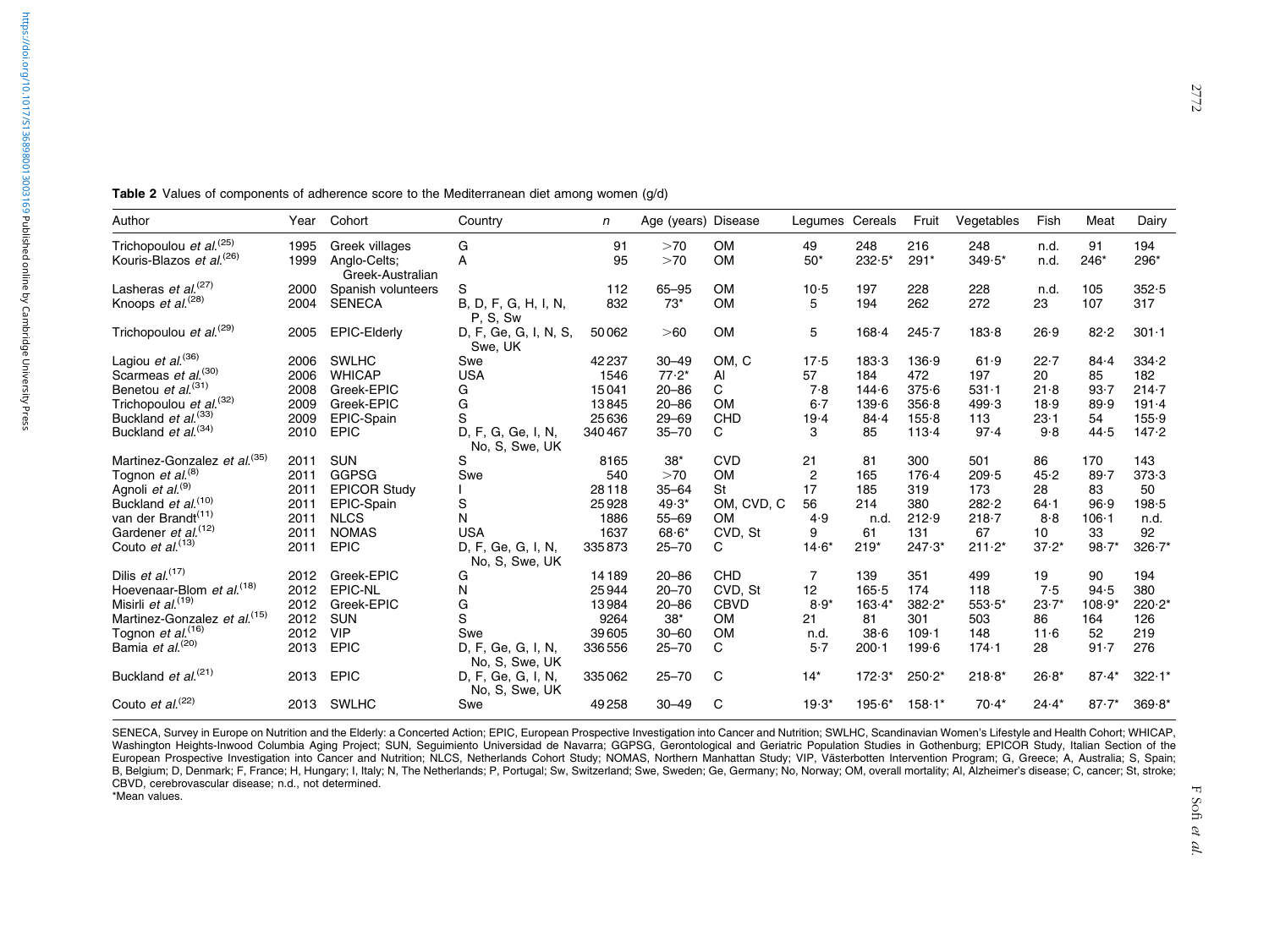**Table 2** Values of components of adherence score to the Mediterranean diet among women (g/d)

| Author | Year | Cohort | Country | *n* | Age (years) | Disease | Legumes | Cereals | Fruit | Vegetables | Fish | Meat | Dairy |
|---|---|---|---|---|---|---|---|---|---|---|---|---|---|
| Trichopoulou *et al.*[25] | 1995 | Greek villages | G | 91 | >70 | OM | 49 | 248 | 216 | 248 | n.d. | 91 | 194 |
| Kouris-Blazos *et al.*[26] | 1999 | Anglo-Celts; Greek-Australian | A | 95 | >70 | OM | 50* | 232·5* | 291* | 349·5* | n.d. | 246* | 296* |
| Lasheras *et al.*[27] | 2000 | Spanish volunteers | S | 112 | 65–95 | OM | 10·5 | 197 | 228 | 228 | n.d. | 105 | 352·5 |
| Knoops *et al.*[28] | 2004 | SENECA | B, D, F, G, H, I, N, P, S, Sw | 832 | 73* | OM | 5 | 194 | 262 | 272 | 23 | 107 | 317 |
| Trichopoulou *et al.*[29] | 2005 | EPIC-Elderly | D, F, Ge, G, I, N, S, Swe, UK | 50 062 | >60 | OM | 5 | 168·4 | 245·7 | 183·8 | 26·9 | 82·2 | 301·1 |
| Lagiou *et al.*[36] | 2006 | SWLHC | Swe | 42 237 | 30–49 | OM, C | 17·5 | 183·3 | 136·9 | 61·9 | 22·7 | 84·4 | 334·2 |
| Scarmeas *et al.*[30] | 2006 | WHICAP | USA | 1546 | 77·2* | AI | 57 | 184 | 472 | 197 | 20 | 85 | 182 |
| Benetou *et al.*[31] | 2008 | Greek-EPIC | G | 15 041 | 20–86 | C | 7·8 | 144·6 | 375·6 | 531·1 | 21·8 | 93·7 | 214·7 |
| Trichopoulou *et al.*[32] | 2009 | Greek-EPIC | G | 13 845 | 20–86 | OM | 6·7 | 139·6 | 356·8 | 499·3 | 18·9 | 89·9 | 191·4 |
| Buckland *et al.*[33] | 2009 | EPIC-Spain | S | 25 636 | 29–69 | CHD | 19·4 | 84·4 | 155·8 | 113 | 23·1 | 54 | 155·9 |
| Buckland *et al.*[34] | 2010 | EPIC | D, F, G, Ge, I, N, No, S, Swe, UK | 340 467 | 35–70 | C | 3 | 85 | 113·4 | 97·4 | 9·8 | 44·5 | 147·2 |
| Martinez-Gonzalez *et al.*[35] | 2011 | SUN | S | 8165 | 38* | CVD | 21 | 81 | 300 | 501 | 86 | 170 | 143 |
| Tognon *et al.*[8] | 2011 | GGPSG | Swe | 540 | >70 | OM | 2 | 165 | 176·4 | 209·5 | 45·2 | 89·7 | 373·3 |
| Agnoli *et al.*[9] | 2011 | EPICOR Study | I | 28 118 | 35–64 | St | 17 | 185 | 319 | 173 | 28 | 83 | 50 |
| Buckland *et al.*[10] | 2011 | EPIC-Spain | S | 25 928 | 49·3* | OM, CVD, C | 56 | 214 | 380 | 282·2 | 64·1 | 96·9 | 198·5 |
| van der Brandt[11] | 2011 | NLCS | N | 1886 | 55–69 | OM | 4·9 | n.d. | 212·9 | 218·7 | 8·8 | 106·1 | n.d. |
| Gardener *et al.*[12] | 2011 | NOMAS | USA | 1637 | 68·6* | CVD, St | 9 | 61 | 131 | 67 | 10 | 33 | 92 |
| Couto *et al.*[13] | 2011 | EPIC | D, F, Ge, G, I, N, No, S, Swe, UK | 335 873 | 25–70 | C | 14·6* | 219* | 247·3* | 211·2* | 37·2* | 98·7* | 326·7* |
| Dilis *et al.*[17] | 2012 | Greek-EPIC | G | 14 189 | 20–86 | CHD | 7 | 139 | 351 | 499 | 19 | 90 | 194 |
| Hoevenaar-Blom *et al.*[18] | 2012 | EPIC-NL | N | 25 944 | 20–70 | CVD, St | 12 | 165·5 | 174 | 118 | 7·5 | 94·5 | 380 |
| Misirli *et al.*[19] | 2012 | Greek-EPIC | G | 13 984 | 20–86 | CBVD | 8·9* | 163·4* | 382·2* | 553·5* | 23·7* | 108·9* | 220·2* |
| Martinez-Gonzalez *et al.*[15] | 2012 | SUN | S | 9264 | 38* | OM | 21 | 81 | 301 | 503 | 86 | 164 | 126 |
| Tognon *et al.*[16] | 2012 | VIP | Swe | 39 605 | 30–60 | OM | n.d. | 38·6 | 109·1 | 148 | 11·6 | 52 | 219 |
| Bamia *et al.*[20] | 2013 | EPIC | D, F, Ge, G, I, N, No, S, Swe, UK | 336 556 | 25–70 | C | 5·7 | 200·1 | 199·6 | 174·1 | 28 | 91·7 | 276 |
| Buckland *et al.*[21] | 2013 | EPIC | D, F, Ge, G, I, N, No, S, Swe, UK | 335 062 | 25–70 | C | 14* | 172·3* | 250·2* | 218·8* | 26·8* | 87·4* | 322·1* |
| Couto *et al.*[22] | 2013 | SWLHC | Swe | 49 258 | 30–49 | C | 19·3* | 195·6* | 158·1* | 70·4* | 24·4* | 87·7* | 369·8* |

SENECA, Survey in Europe on Nutrition and the Elderly: a Concerted Action; EPIC, European Prospective Investigation into Cancer and Nutrition; SWLHC, Scandinavian Women's Lifestyle and Health Cohort; WHICAP, Washington Heights-Inwood Columbia Aging Project; SUN, Seguimiento Universidad de Navarra; GGPSG, Gerontological and Geriatric Population Studies in Gothenburg; EPICOR Study, Italian Section of the European Prospective Investigation into Cancer and Nutrition; NLCS, Netherlands Cohort Study; NOMAS, Northern Manhattan Study; VIP, Västerbotten Intervention Program; G, Greece; A, Australia; S, Spain; B, Belgium; D, Denmark; F, France; H, Hungary; I, Italy; N, The Netherlands; P, Portugal; Sw, Switzerland; Swe, Sweden; Ge, Germany; No, Norway; OM, overall mortality; AI, Alzheimer's disease; C, cancer; St, stroke; CBVD, cerebrovascular disease; n.d., not determined.
*Mean values.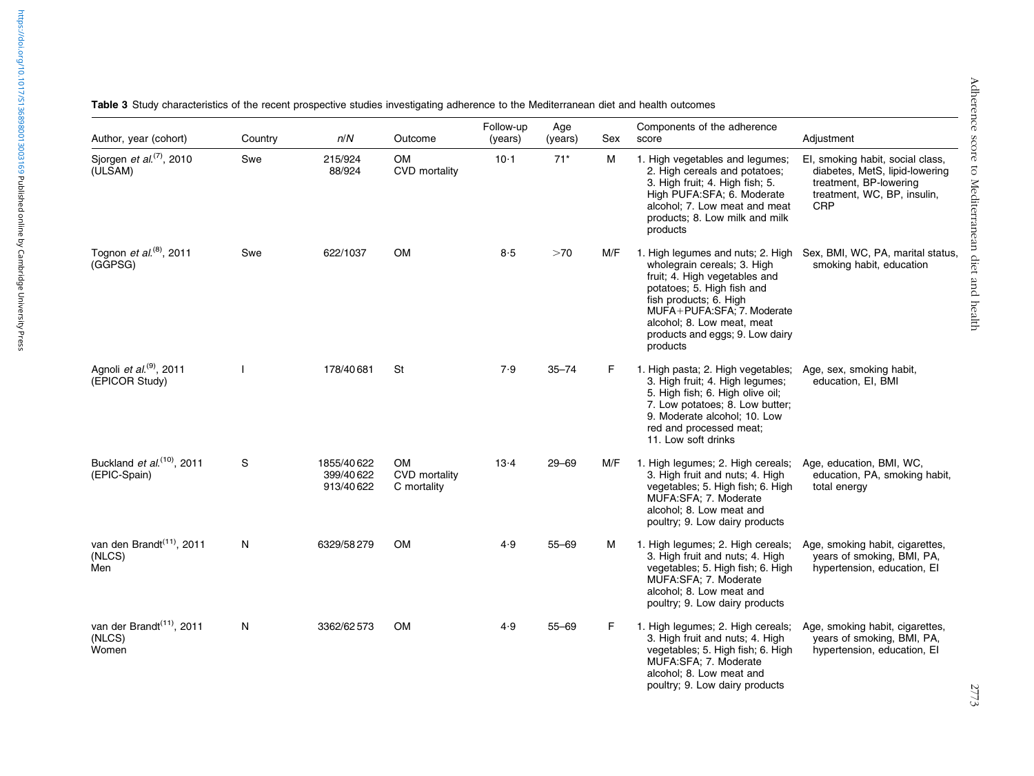**Table 3** Study characteristics of the recent prospective studies investigating adherence to the Mediterranean diet and health outcomes

| Author, year (cohort) | Country | *n*/*N* | Outcome | Follow-up (years) | Age (years) | Sex | Components of the adherence score | Adjustment |
|---|---|---|---|---|---|---|---|---|
| Sjorgen *et al.*[7], 2010 (ULSAM) | Swe | 215/924<br>88/924 | OM<br>CVD mortality | 10·1 | 71* | M | 1. High vegetables and legumes; 2. High cereals and potatoes; 3. High fruit; 4. High fish; 5. High PUFA:SFA; 6. Moderate alcohol; 7. Low meat and meat products; 8. Low milk and milk products | EI, smoking habit, social class, diabetes, MetS, lipid-lowering treatment, BP-lowering treatment, WC, BP, insulin, CRP |
| Tognon *et al.*[8], 2011 (GGPSG) | Swe | 622/1037 | OM | 8·5 | >70 | M/F | 1. High legumes and nuts; 2. High wholegrain cereals; 3. High fruit; 4. High vegetables and potatoes; 5. High fish and fish products; 6. High MUFA+PUFA:SFA; 7. Moderate alcohol; 8. Low meat, meat products and eggs; 9. Low dairy products | Sex, BMI, WC, PA, marital status, smoking habit, education |
| Agnoli *et al.*[9], 2011 (EPICOR Study) | I | 178/40 681 | St | 7·9 | 35–74 | F | 1. High pasta; 2. High vegetables; 3. High fruit; 4. High legumes; 5. High fish; 6. High olive oil; 7. Low potatoes; 8. Low butter; 9. Moderate alcohol; 10. Low red and processed meat; 11. Low soft drinks | Age, sex, smoking habit, education, EI, BMI |
| Buckland *et al.*[10], 2011 (EPIC-Spain) | S | 1855/40 622<br>399/40 622<br>913/40 622 | OM<br>CVD mortality<br>C mortality | 13·4 | 29–69 | M/F | 1. High legumes; 2. High cereals; 3. High fruit and nuts; 4. High vegetables; 5. High fish; 6. High MUFA:SFA; 7. Moderate alcohol; 8. Low meat and poultry; 9. Low dairy products | Age, education, BMI, WC, education, PA, smoking habit, total energy |
| van den Brandt[11], 2011 (NLCS) Men | N | 6329/58 279 | OM | 4·9 | 55–69 | M | 1. High legumes; 2. High cereals; 3. High fruit and nuts; 4. High vegetables; 5. High fish; 6. High MUFA:SFA; 7. Moderate alcohol; 8. Low meat and poultry; 9. Low dairy products | Age, smoking habit, cigarettes, years of smoking, BMI, PA, hypertension, education, EI |
| van der Brandt[11], 2011 (NLCS) Women | N | 3362/62 573 | OM | 4·9 | 55–69 | F | 1. High legumes; 2. High cereals; 3. High fruit and nuts; 4. High vegetables; 5. High fish; 6. High MUFA:SFA; 7. Moderate alcohol; 8. Low meat and poultry; 9. Low dairy products | Age, smoking habit, cigarettes, years of smoking, BMI, PA, hypertension, education, EI |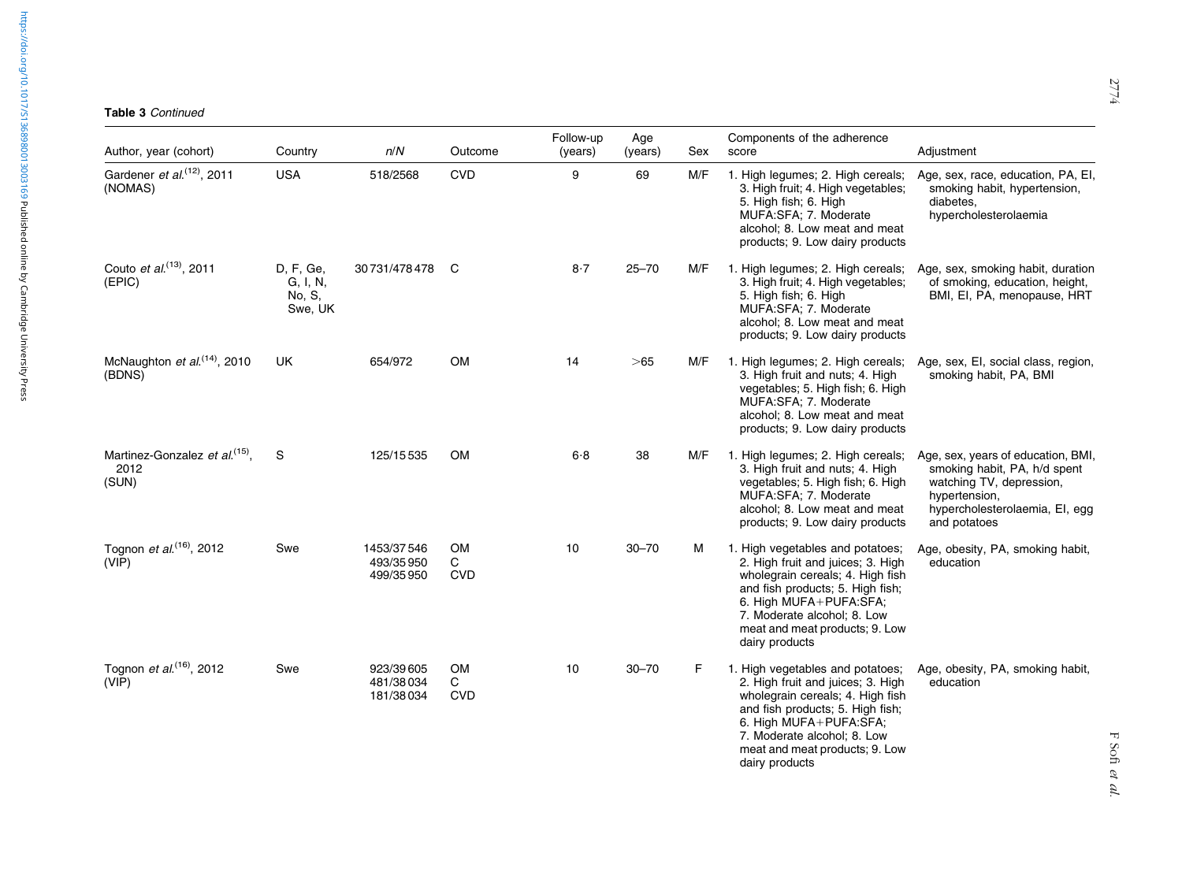**Table 3** *Continued*

| Author, year (cohort) | Country | *n*/*N* | Outcome | Follow-up (years) | Age (years) | Sex | Components of the adherence score | Adjustment |
|---|---|---|---|---|---|---|---|---|
| Gardener *et al.*[12], 2011 (NOMAS) | USA | 518/2568 | CVD | 9 | 69 | M/F | 1. High legumes; 2. High cereals; 3. High fruit; 4. High vegetables; 5. High fish; 6. High MUFA:SFA; 7. Moderate alcohol; 8. Low meat and meat products; 9. Low dairy products | Age, sex, race, education, PA, EI, smoking habit, hypertension, diabetes, hypercholesterolaemia |
| Couto *et al.*[13], 2011 (EPIC) | D, F, Ge, G, I, N, No, S, Swe, UK | 30 731/478 478 | C | 8·7 | 25–70 | M/F | 1. High legumes; 2. High cereals; 3. High fruit; 4. High vegetables; 5. High fish; 6. High MUFA:SFA; 7. Moderate alcohol; 8. Low meat and meat products; 9. Low dairy products | Age, sex, smoking habit, duration of smoking, education, height, BMI, EI, PA, menopause, HRT |
| McNaughton *et al.*[14], 2010 (BDNS) | UK | 654/972 | OM | 14 | >65 | M/F | 1. High legumes; 2. High cereals; 3. High fruit and nuts; 4. High vegetables; 5. High fish; 6. High MUFA:SFA; 7. Moderate alcohol; 8. Low meat and meat products; 9. Low dairy products | Age, sex, EI, social class, region, smoking habit, PA, BMI |
| Martinez-Gonzalez *et al.*[15], 2012 (SUN) | S | 125/15 535 | OM | 6·8 | 38 | M/F | 1. High legumes; 2. High cereals; 3. High fruit and nuts; 4. High vegetables; 5. High fish; 6. High MUFA:SFA; 7. Moderate alcohol; 8. Low meat and meat products; 9. Low dairy products | Age, sex, years of education, BMI, smoking habit, PA, h/d spent watching TV, depression, hypertension, hypercholesterolaemia, EI, egg and potatoes |
| Tognon *et al.*[16], 2012 (VIP) | Swe | 1453/37 546<br>493/35 950<br>499/35 950 | OM<br>C<br>CVD | 10 | 30–70 | M | 1. High vegetables and potatoes; 2. High fruit and juices; 3. High wholegrain cereals; 4. High fish and fish products; 5. High fish; 6. High MUFA+PUFA:SFA; 7. Moderate alcohol; 8. Low meat and meat products; 9. Low dairy products | Age, obesity, PA, smoking habit, education |
| Tognon *et al.*[16], 2012 (VIP) | Swe | 923/39 605<br>481/38 034<br>181/38 034 | OM<br>C<br>CVD | 10 | 30–70 | F | 1. High vegetables and potatoes; 2. High fruit and juices; 3. High wholegrain cereals; 4. High fish and fish products; 5. High fish; 6. High MUFA+PUFA:SFA; 7. Moderate alcohol; 8. Low meat and meat products; 9. Low dairy products | Age, obesity, PA, smoking habit, education |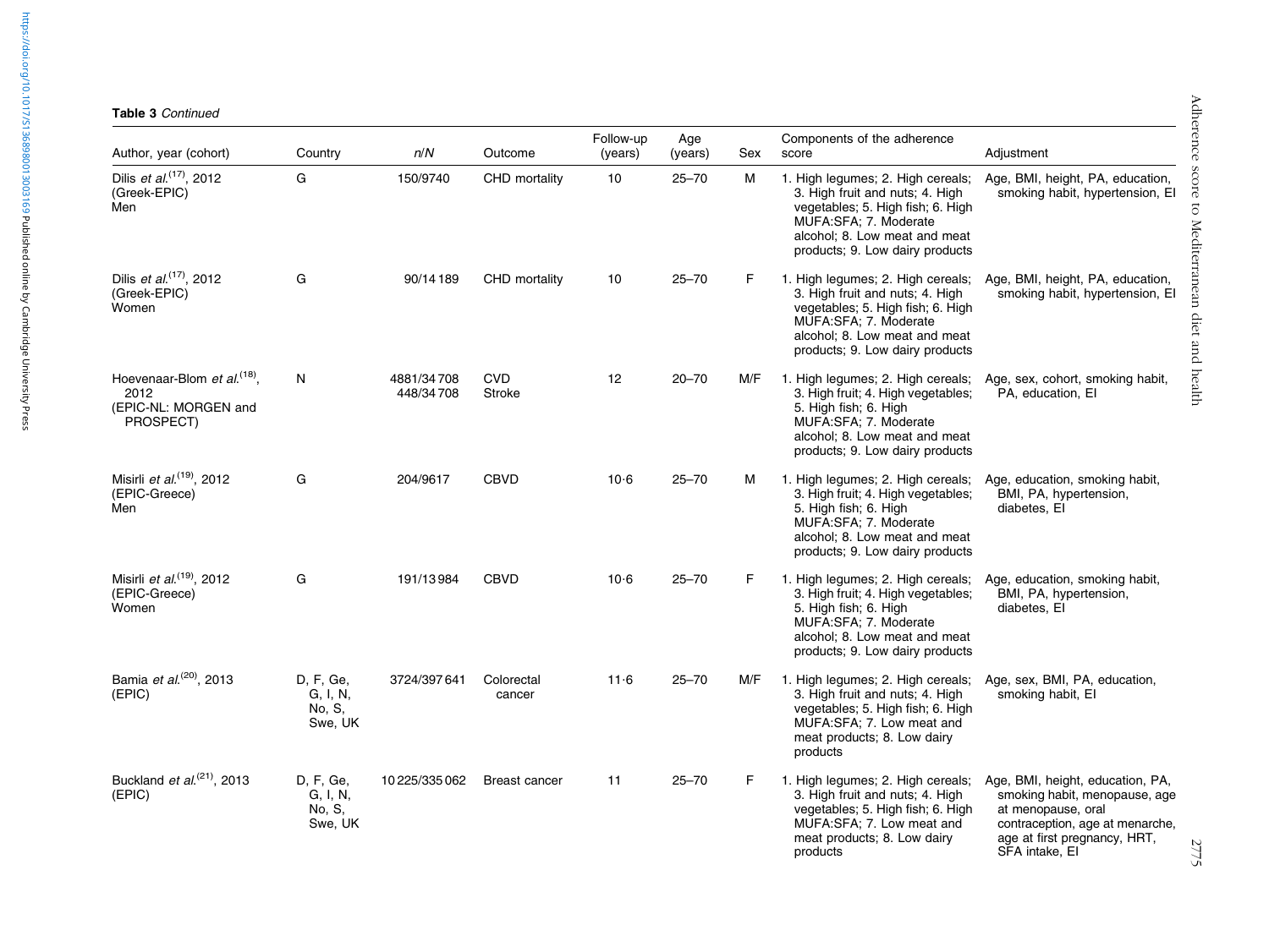**Table 3** *Continued*

| Author, year (cohort) | Country | *n*/*N* | Outcome | Follow-up (years) | Age (years) | Sex | Components of the adherence score | Adjustment |
|---|---|---|---|---|---|---|---|---|
| Dilis *et al.*[17], 2012 (Greek-EPIC) Men | G | 150/9740 | CHD mortality | 10 | 25–70 | M | 1. High legumes; 2. High cereals; 3. High fruit and nuts; 4. High vegetables; 5. High fish; 6. High MUFA:SFA; 7. Moderate alcohol; 8. Low meat and meat products; 9. Low dairy products | Age, BMI, height, PA, education, smoking habit, hypertension, EI |
| Dilis *et al.*[17], 2012 (Greek-EPIC) Women | G | 90/14 189 | CHD mortality | 10 | 25–70 | F | 1. High legumes; 2. High cereals; 3. High fruit and nuts; 4. High vegetables; 5. High fish; 6. High MUFA:SFA; 7. Moderate alcohol; 8. Low meat and meat products; 9. Low dairy products | Age, BMI, height, PA, education, smoking habit, hypertension, EI |
| Hoevenaar-Blom *et al.*[18], 2012 (EPIC-NL: MORGEN and PROSPECT) | N | 4881/34 708<br>448/34 708 | CVD<br>Stroke | 12 | 20–70 | M/F | 1. High legumes; 2. High cereals; 3. High fruit; 4. High vegetables; 5. High fish; 6. High MUFA:SFA; 7. Moderate alcohol; 8. Low meat and meat products; 9. Low dairy products | Age, sex, cohort, smoking habit, PA, education, EI |
| Misirli *et al.*[19], 2012 (EPIC-Greece) Men | G | 204/9617 | CBVD | 10·6 | 25–70 | M | 1. High legumes; 2. High cereals; 3. High fruit; 4. High vegetables; 5. High fish; 6. High MUFA:SFA; 7. Moderate alcohol; 8. Low meat and meat products; 9. Low dairy products | Age, education, smoking habit, BMI, PA, hypertension, diabetes, EI |
| Misirli *et al.*[19], 2012 (EPIC-Greece) Women | G | 191/13 984 | CBVD | 10·6 | 25–70 | F | 1. High legumes; 2. High cereals; 3. High fruit; 4. High vegetables; 5. High fish; 6. High MUFA:SFA; 7. Moderate alcohol; 8. Low meat and meat products; 9. Low dairy products | Age, education, smoking habit, BMI, PA, hypertension, diabetes, EI |
| Bamia *et al.*[20], 2013 (EPIC) | D, F, Ge, G, I, N, No, S, Swe, UK | 3724/397 641 | Colorectal cancer | 11·6 | 25–70 | M/F | 1. High legumes; 2. High cereals; 3. High fruit and nuts; 4. High vegetables; 5. High fish; 6. High MUFA:SFA; 7. Low meat and meat products; 8. Low dairy products | Age, sex, BMI, PA, education, smoking habit, EI |
| Buckland *et al.*[21], 2013 (EPIC) | D, F, Ge, G, I, N, No, S, Swe, UK | 10 225/335 062 | Breast cancer | 11 | 25–70 | F | 1. High legumes; 2. High cereals; 3. High fruit and nuts; 4. High vegetables; 5. High fish; 6. High MUFA:SFA; 7. Low meat and meat products; 8. Low dairy products | Age, BMI, height, education, PA, smoking habit, menopause, age at menopause, oral contraception, age at menarche, age at first pregnancy, HRT, SFA intake, EI |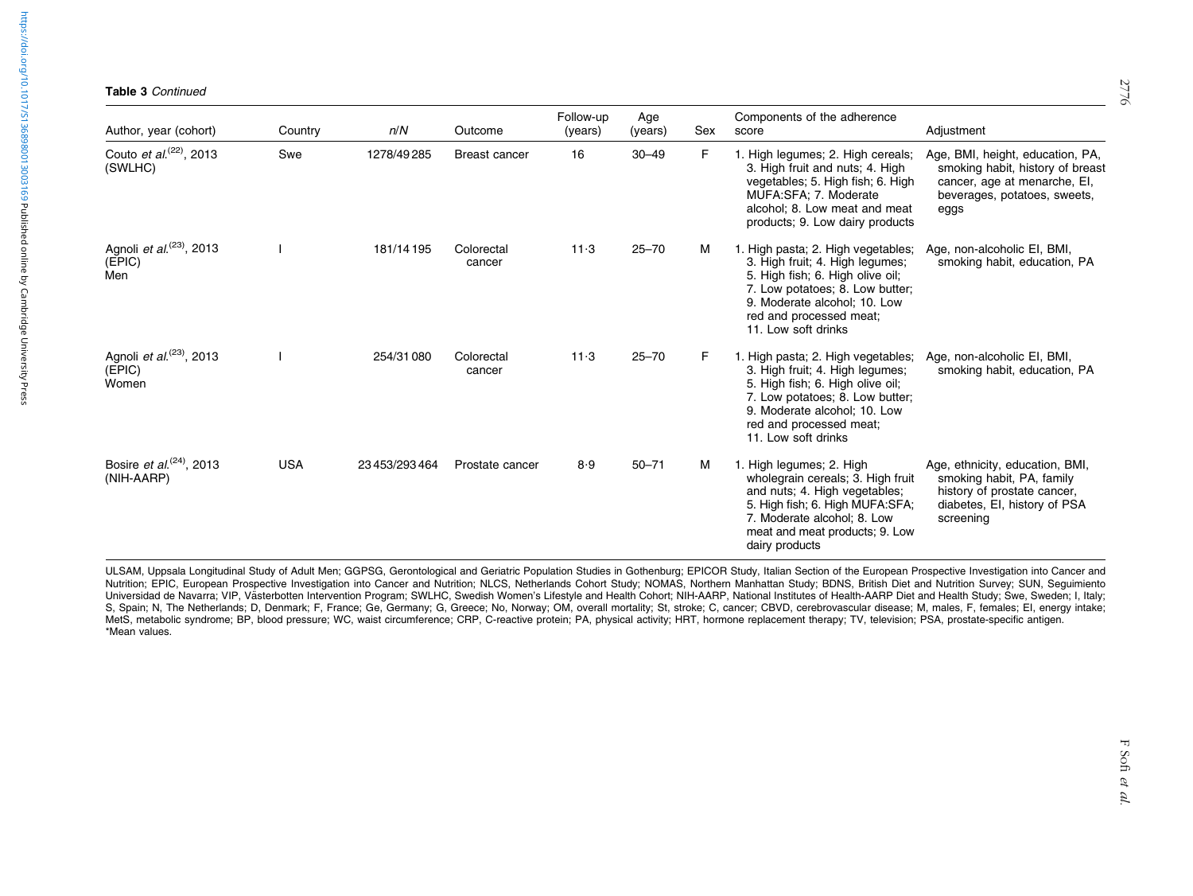**Table 3** *Continued*

| Author, year (cohort) | Country | *n*/*N* | Outcome | Follow-up (years) | Age (years) | Sex | Components of the adherence score | Adjustment |
|---|---|---|---|---|---|---|---|---|
| Couto *et al.*[22], 2013 (SWLHC) | Swe | 1278/49 285 | Breast cancer | 16 | 30–49 | F | 1. High legumes; 2. High cereals; 3. High fruit and nuts; 4. High vegetables; 5. High fish; 6. High MUFA:SFA; 7. Moderate alcohol; 8. Low meat and meat products; 9. Low dairy products | Age, BMI, height, education, PA, smoking habit, history of breast cancer, age at menarche, EI, beverages, potatoes, sweets, eggs |
| Agnoli *et al.*[23], 2013 (EPIC) Men | I | 181/14 195 | Colorectal cancer | 11·3 | 25–70 | M | 1. High pasta; 2. High vegetables; 3. High fruit; 4. High legumes; 5. High fish; 6. High olive oil; 7. Low potatoes; 8. Low butter; 9. Moderate alcohol; 10. Low red and processed meat; 11. Low soft drinks | Age, non-alcoholic EI, BMI, smoking habit, education, PA |
| Agnoli *et al.*[23], 2013 (EPIC) Women | I | 254/31 080 | Colorectal cancer | 11·3 | 25–70 | F | 1. High pasta; 2. High vegetables; 3. High fruit; 4. High legumes; 5. High fish; 6. High olive oil; 7. Low potatoes; 8. Low butter; 9. Moderate alcohol; 10. Low red and processed meat; 11. Low soft drinks | Age, non-alcoholic EI, BMI, smoking habit, education, PA |
| Bosire *et al.*[24], 2013 (NIH-AARP) | USA | 23 453/293 464 | Prostate cancer | 8·9 | 50–71 | M | 1. High legumes; 2. High wholegrain cereals; 3. High fruit and nuts; 4. High vegetables; 5. High fish; 6. High MUFA:SFA; 7. Moderate alcohol; 8. Low meat and meat products; 9. Low dairy products | Age, ethnicity, education, BMI, smoking habit, PA, family history of prostate cancer, diabetes, EI, history of PSA screening |

ULSAM, Uppsala Longitudinal Study of Adult Men; GGPSG, Gerontological and Geriatric Population Studies in Gothenburg; EPICOR Study, Italian Section of the European Prospective Investigation into Cancer and Nutrition; EPIC, European Prospective Investigation into Cancer and Nutrition; NLCS, Netherlands Cohort Study; NOMAS, Northern Manhattan Study; BDNS, British Diet and Nutrition Survey; SUN, Seguimiento Universidad de Navarra; VIP, Västerbotten Intervention Program; SWLHC, Swedish Women's Lifestyle and Health Cohort; NIH-AARP, National Institutes of Health-AARP Diet and Health Study; Swe, Sweden; I, Italy; S, Spain; N, The Netherlands; D, Denmark; F, France; Ge, Germany; G, Greece; No, Norway; OM, overall mortality; St, stroke; C, cancer; CBVD, cerebrovascular disease; M, males, F, females; EI, energy intake; MetS, metabolic syndrome; BP, blood pressure; WC, waist circumference; CRP, C-reactive protein; PA, physical activity; HRT, hormone replacement therapy; TV, television; PSA, prostate-specific antigen.
*Mean values.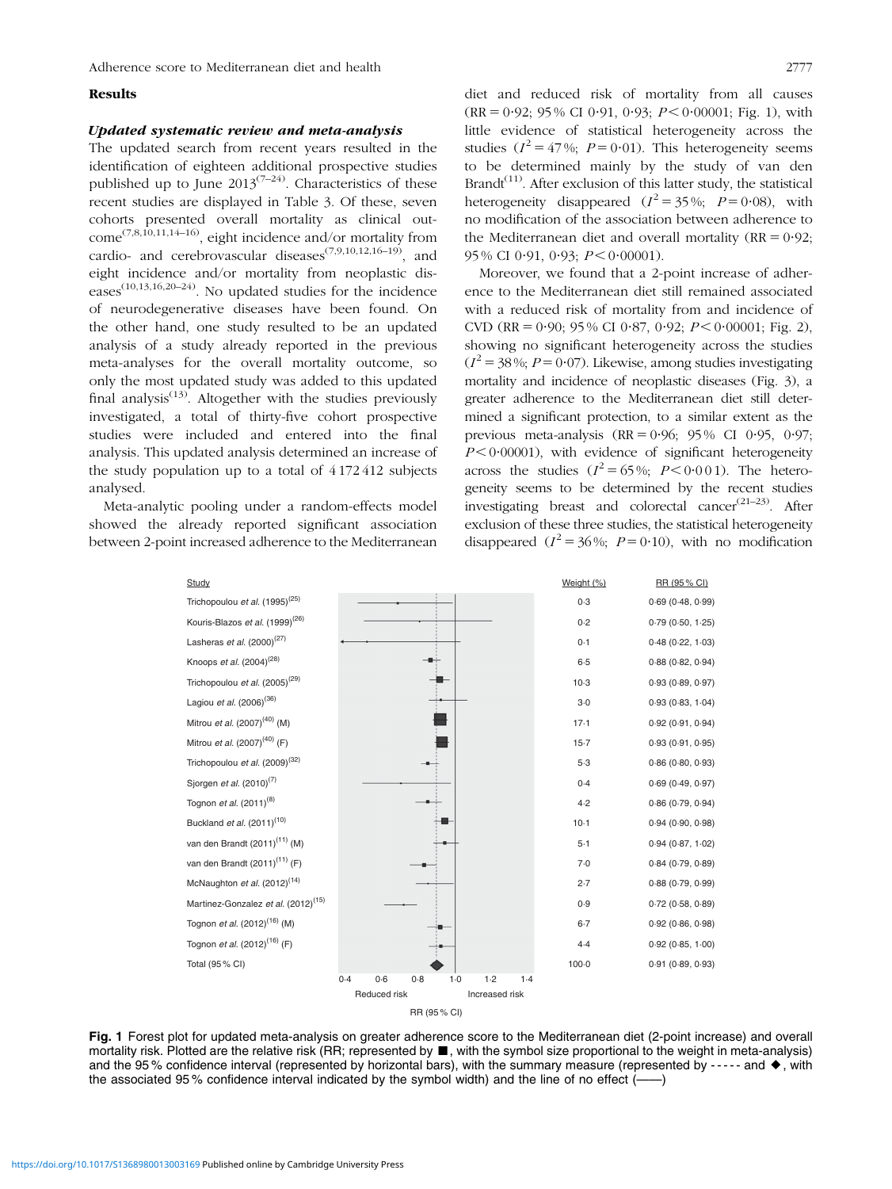## Results

### *Updated systematic review and meta-analysis*

The updated search from recent years resulted in the identification of eighteen additional prospective studies published up to June 2013[7–24]. Characteristics of these recent studies are displayed in Table 3. Of these, seven cohorts presented overall mortality as clinical outcome[7,8,10,11,14–16], eight incidence and/or mortality from cardio- and cerebrovascular diseases[7,9,10,12,16–19], and eight incidence and/or mortality from neoplastic diseases[10,13,16,20–24]. No updated studies for the incidence of neurodegenerative diseases have been found. On the other hand, one study resulted to be an updated analysis of a study already reported in the previous meta-analyses for the overall mortality outcome, so only the most updated study was added to this updated final analysis[13]. Altogether with the studies previously investigated, a total of thirty-five cohort prospective studies were included and entered into the final analysis. This updated analysis determined an increase of the study population up to a total of 4 172 412 subjects analysed.

Meta-analytic pooling under a random-effects model showed the already reported significant association between 2-point increased adherence to the Mediterranean diet and reduced risk of mortality from all causes (RR = 0·92; 95 % CI 0·91, 0·93; $P < 0·00001$; Fig. 1), with little evidence of statistical heterogeneity across the studies ($I^2 = 47$ %; $P = 0·01$). This heterogeneity seems to be determined mainly by the study of van den Brandt[11]. After exclusion of this latter study, the statistical heterogeneity disappeared ($I^2 = 35$ %; $P = 0·08$), with no modification of the association between adherence to the Mediterranean diet and overall mortality (RR = 0·92; 95 % CI 0·91, 0·93; $P < 0·00001$).

Moreover, we found that a 2-point increase of adherence to the Mediterranean diet still remained associated with a reduced risk of mortality from and incidence of CVD (RR = 0·90; 95 % CI 0·87, 0·92; $P < 0·00001$; Fig. 2), showing no significant heterogeneity across the studies ($I^2 = 38$ %; $P = 0·07$). Likewise, among studies investigating mortality and incidence of neoplastic diseases (Fig. 3), a greater adherence to the Mediterranean diet still determined a significant protection, to a similar extent as the previous meta-analysis (RR = 0·96; 95 % CI 0·95, 0·97; $P < 0·00001$), with evidence of significant heterogeneity across the studies ($I^2 = 65$ %; $P < 0·001$). The heterogeneity seems to be determined by the recent studies investigating breast and colorectal cancer[21–23]. After exclusion of these three studies, the statistical heterogeneity disappeared ($I^2 = 36$ %; $P = 0·10$), with no modification

| Study | Weight (%) | RR (95 % CI) |
|---|---|---|
| Trichopoulou *et al.* (1995)[25] | 0·3 | 0·69 (0·48, 0·99) |
| Kouris-Blazos *et al.* (1999)[26] | 0·2 | 0·79 (0·50, 1·25) |
| Lasheras *et al.* (2000)[27] | 0·1 | 0·48 (0·22, 1·03) |
| Knoops *et al.* (2004)[28] | 6·5 | 0·88 (0·82, 0·94) |
| Trichopoulou *et al.* (2005)[29] | 10·3 | 0·93 (0·89, 0·97) |
| Lagiou *et al.* (2006)[36] | 3·0 | 0·93 (0·83, 1·04) |
| Mitrou *et al.* (2007)[40] (M) | 17·1 | 0·92 (0·91, 0·94) |
| Mitrou *et al.* (2007)[40] (F) | 15·7 | 0·93 (0·91, 0·95) |
| Trichopoulou *et al.* (2009)[32] | 5·3 | 0·86 (0·80, 0·93) |
| Sjorgen *et al.* (2010)[7] | 0·4 | 0·69 (0·49, 0·97) |
| Tognon *et al.* (2011)[8] | 4·2 | 0·86 (0·79, 0·94) |
| Buckland *et al.* (2011)[10] | 10·1 | 0·94 (0·90, 0·98) |
| van den Brandt (2011)[11] (M) | 5·1 | 0·94 (0·87, 1·02) |
| van den Brandt (2011)[11] (F) | 7·0 | 0·84 (0·79, 0·89) |
| McNaughton *et al.* (2012)[14] | 2·7 | 0·88 (0·79, 0·99) |
| Martinez-Gonzalez *et al.* (2012)[15] | 0·9 | 0·72 (0·58, 0·89) |
| Tognon *et al.* (2012)[16] (M) | 6·7 | 0·92 (0·86, 0·98) |
| Tognon *et al.* (2012)[16] (F) | 4·4 | 0·92 (0·85, 1·00) |
| Total (95 % CI) | 100·0 | 0·91 (0·89, 0·93) |

RR (95 % CI): 0·4, 0·6, 0·8, 1·0, 1·2, 1·4 — Reduced risk / Increased risk

**Fig. 1** Forest plot for updated meta-analysis on greater adherence score to the Mediterranean diet (2-point increase) and overall mortality risk. Plotted are the relative risk (RR; represented by ■, with the symbol size proportional to the weight in meta-analysis) and the 95 % confidence interval (represented by horizontal bars), with the summary measure (represented by - - - - - and ◆, with the associated 95 % confidence interval indicated by the symbol width) and the line of no effect (——)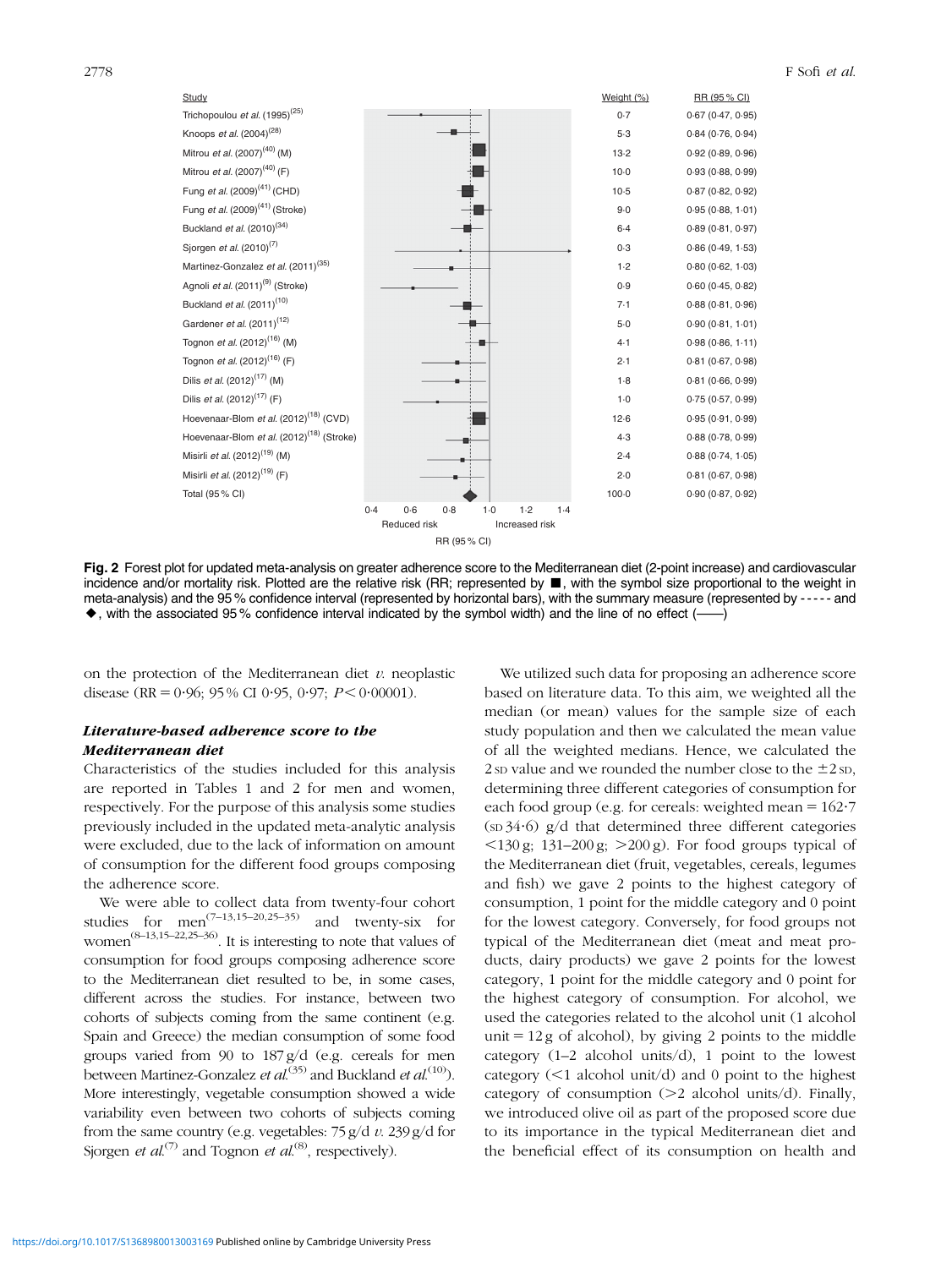| Study | Weight (%) | RR (95 % CI) |
|---|---|---|
| Trichopoulou *et al.* (1995)[25] | 0·7 | 0·67 (0·47, 0·95) |
| Knoops *et al.* (2004)[28] | 5·3 | 0·84 (0·76, 0·94) |
| Mitrou *et al.* (2007)[40] (M) | 13·2 | 0·92 (0·89, 0·96) |
| Mitrou *et al.* (2007)[40] (F) | 10·0 | 0·93 (0·88, 0·99) |
| Fung *et al.* (2009)[41] (CHD) | 10·5 | 0·87 (0·82, 0·92) |
| Fung *et al.* (2009)[41] (Stroke) | 9·0 | 0·95 (0·88, 1·01) |
| Buckland *et al.* (2010)[34] | 6·4 | 0·89 (0·81, 0·97) |
| Sjorgen *et al.* (2010)[7] | 0·3 | 0·86 (0·49, 1·53) |
| Martinez-Gonzalez *et al.* (2011)[35] | 1·2 | 0·80 (0·62, 1·03) |
| Agnoli *et al.* (2011)[9] (Stroke) | 0·9 | 0·60 (0·45, 0·82) |
| Buckland *et al.* (2011)[10] | 7·1 | 0·88 (0·81, 0·96) |
| Gardener *et al.* (2011)[12] | 5·0 | 0·90 (0·81, 1·01) |
| Tognon *et al.* (2012)[16] (M) | 4·1 | 0·98 (0·86, 1·11) |
| Tognon *et al.* (2012)[16] (F) | 2·1 | 0·81 (0·67, 0·98) |
| Dilis *et al.* (2012)[17] (M) | 1·8 | 0·81 (0·66, 0·99) |
| Dilis *et al.* (2012)[17] (F) | 1·0 | 0·75 (0·57, 0·99) |
| Hoevenaar-Blom *et al.* (2012)[18] (CVD) | 12·6 | 0·95 (0·91, 0·99) |
| Hoevenaar-Blom *et al.* (2012)[18] (Stroke) | 4·3 | 0·88 (0·78, 0·99) |
| Misirli *et al.* (2012)[19] (M) | 2·4 | 0·88 (0·74, 1·05) |
| Misirli *et al.* (2012)[19] (F) | 2·0 | 0·81 (0·67, 0·98) |
| Total (95 % CI) | 100·0 | 0·90 (0·87, 0·92) |

**Fig. 2** Forest plot for updated meta-analysis on greater adherence score to the Mediterranean diet (2-point increase) and cardiovascular incidence and/or mortality risk. Plotted are the relative risk (RR; represented by ■, with the symbol size proportional to the weight in meta-analysis) and the 95 % confidence interval (represented by horizontal bars), with the summary measure (represented by - - - - - and ◆, with the associated 95 % confidence interval indicated by the symbol width) and the line of no effect (——)

on the protection of the Mediterranean diet *v.* neoplastic disease (RR = 0·96; 95 % CI 0·95, 0·97; $P < 0·00001$).

### *Literature-based adherence score to the Mediterranean diet*

Characteristics of the studies included for this analysis are reported in Tables 1 and 2 for men and women, respectively. For the purpose of this analysis some studies previously included in the updated meta-analytic analysis were excluded, due to the lack of information on amount of consumption for the different food groups composing the adherence score.

We were able to collect data from twenty-four cohort studies for men[7–13,15–20,25–35] and twenty-six for women[8–13,15–22,25–36]. It is interesting to note that values of consumption for food groups composing adherence score to the Mediterranean diet resulted to be, in some cases, different across the studies. For instance, between two cohorts of subjects coming from the same continent (e.g. Spain and Greece) the median consumption of some food groups varied from 90 to 187 g/d (e.g. cereals for men between Martinez-Gonzalez *et al.*[35] and Buckland *et al.*[10]). More interestingly, vegetable consumption showed a wide variability even between two cohorts of subjects coming from the same country (e.g. vegetables: 75 g/d *v.* 239 g/d for Sjorgen *et al.*[7] and Tognon *et al.*[8], respectively).

We utilized such data for proposing an adherence score based on literature data. To this aim, we weighted all the median (or mean) values for the sample size of each study population and then we calculated the mean value of all the weighted medians. Hence, we calculated the 2 SD value and we rounded the number close to the ±2 SD, determining three different categories of consumption for each food group (e.g. for cereals: weighted mean = 162·7 (SD 34·6) g/d that determined three different categories <130 g; 131–200 g; >200 g). For food groups typical of the Mediterranean diet (fruit, vegetables, cereals, legumes and fish) we gave 2 points to the highest category of consumption, 1 point for the middle category and 0 point for the lowest category. Conversely, for food groups not typical of the Mediterranean diet (meat and meat products, dairy products) we gave 2 points for the lowest category, 1 point for the middle category and 0 point for the highest category of consumption. For alcohol, we used the categories related to the alcohol unit (1 alcohol unit = 12 g of alcohol), by giving 2 points to the middle category (1–2 alcohol units/d), 1 point to the lowest category (<1 alcohol unit/d) and 0 point to the highest category of consumption (>2 alcohol units/d). Finally, we introduced olive oil as part of the proposed score due to its importance in the typical Mediterranean diet and the beneficial effect of its consumption on health and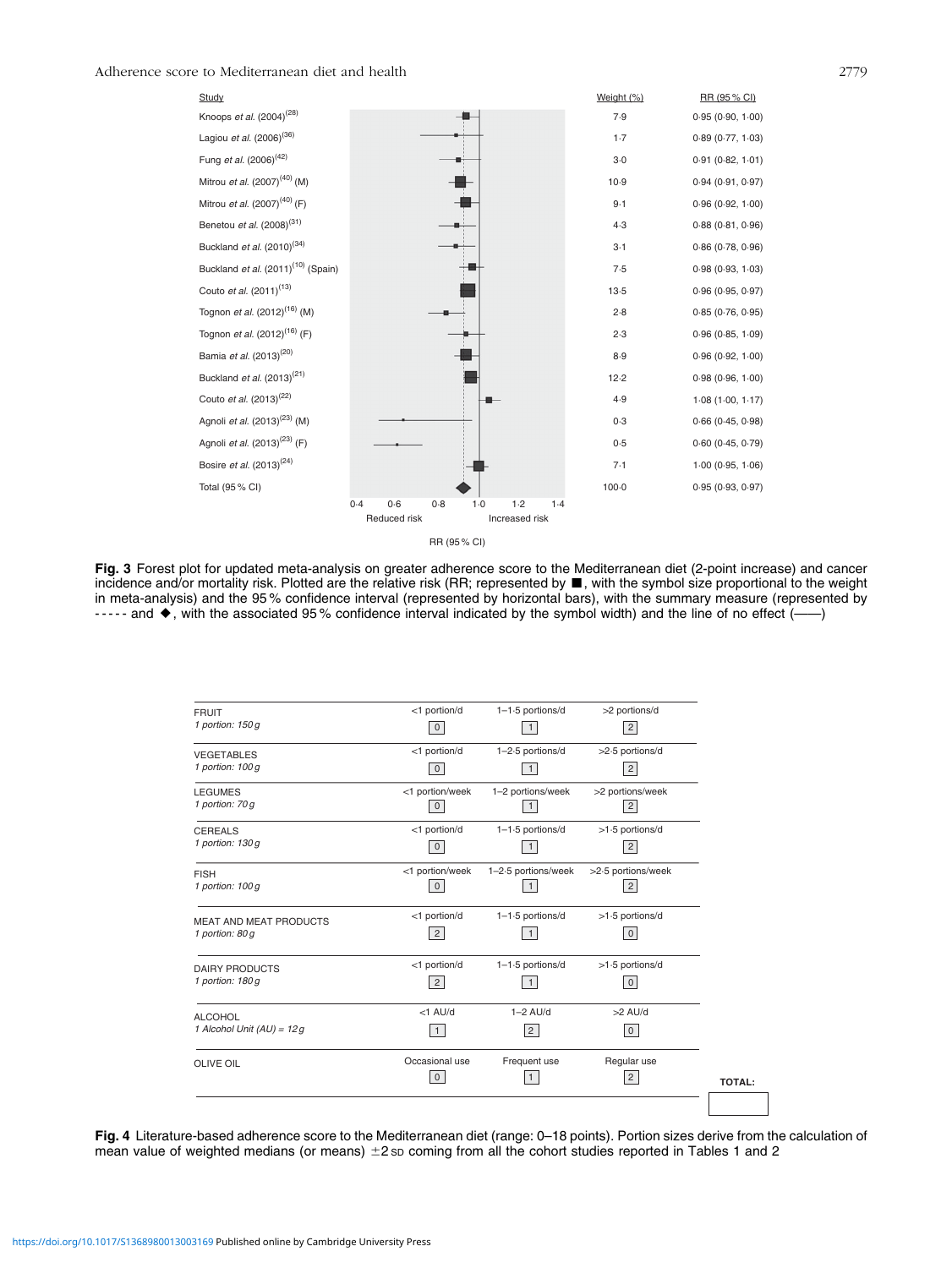| Study | Weight (%) | RR (95 % CI) |
|---|---|---|
| Knoops *et al.* (2004)[28] | 7·9 | 0·95 (0·90, 1·00) |
| Lagiou *et al.* (2006)[36] | 1·7 | 0·89 (0·77, 1·03) |
| Fung *et al.* (2006)[42] | 3·0 | 0·91 (0·82, 1·01) |
| Mitrou *et al.* (2007)[40] (M) | 10·9 | 0·94 (0·91, 0·97) |
| Mitrou *et al.* (2007)[40] (F) | 9·1 | 0·96 (0·92, 1·00) |
| Benetou *et al.* (2008)[31] | 4·3 | 0·88 (0·81, 0·96) |
| Buckland *et al.* (2010)[34] | 3·1 | 0·86 (0·78, 0·96) |
| Buckland *et al.* (2011)[10] (Spain) | 7·5 | 0·98 (0·93, 1·03) |
| Couto *et al.* (2011)[13] | 13·5 | 0·96 (0·95, 0·97) |
| Tognon *et al.* (2012)[16] (M) | 2·8 | 0·85 (0·76, 0·95) |
| Tognon *et al.* (2012)[16] (F) | 2·3 | 0·96 (0·85, 1·09) |
| Bamia *et al.* (2013)[20] | 8·9 | 0·96 (0·92, 1·00) |
| Buckland *et al.* (2013)[21] | 12·2 | 0·98 (0·96, 1·00) |
| Couto *et al.* (2013)[22] | 4·9 | 1·08 (1·00, 1·17) |
| Agnoli *et al.* (2013)[23] (M) | 0·3 | 0·66 (0·45, 0·98) |
| Agnoli *et al.* (2013)[23] (F) | 0·5 | 0·60 (0·45, 0·79) |
| Bosire *et al.* (2013)[24] | 7·1 | 1·00 (0·95, 1·06) |
| Total (95 % CI) | 100·0 | 0·95 (0·93, 0·97) |

**Fig. 3** Forest plot for updated meta-analysis on greater adherence score to the Mediterranean diet (2-point increase) and cancer incidence and/or mortality risk. Plotted are the relative risk (RR; represented by ■, with the symbol size proportional to the weight in meta-analysis) and the 95 % confidence interval (represented by horizontal bars), with the summary measure (represented by ----- and ◆, with the associated 95 % confidence interval indicated by the symbol width) and the line of no effect (——)

| | | | |
|---|---|---|---|
| FRUIT<br>*1 portion: 150 g* | <1 portion/d<br>0 | 1–1·5 portions/d<br>1 | >2 portions/d<br>2 |
| VEGETABLES<br>*1 portion: 100 g* | <1 portion/d<br>0 | 1–2·5 portions/d<br>1 | >2·5 portions/d<br>2 |
| LEGUMES<br>*1 portion: 70 g* | <1 portion/week<br>0 | 1–2 portions/week<br>1 | >2 portions/week<br>2 |
| CEREALS<br>*1 portion: 130 g* | <1 portion/d<br>0 | 1–1·5 portions/d<br>1 | >1·5 portions/d<br>2 |
| FISH<br>*1 portion: 100 g* | <1 portion/week<br>0 | 1–2·5 portions/week<br>1 | >2·5 portions/week<br>2 |
| MEAT AND MEAT PRODUCTS<br>*1 portion: 80 g* | <1 portion/d<br>2 | 1–1·5 portions/d<br>1 | >1·5 portions/d<br>0 |
| DAIRY PRODUCTS<br>*1 portion: 180 g* | <1 portion/d<br>2 | 1–1·5 portions/d<br>1 | >1·5 portions/d<br>0 |
| ALCOHOL<br>*1 Alcohol Unit (AU) = 12 g* | <1 AU/d<br>1 | 1–2 AU/d<br>2 | >2 AU/d<br>0 |
| OLIVE OIL | Occasional use<br>0 | Frequent use<br>1 | Regular use<br>2 |
| | | | TOTAL: |

**Fig. 4** Literature-based adherence score to the Mediterranean diet (range: 0–18 points). Portion sizes derive from the calculation of mean value of weighted medians (or means) ±2 SD coming from all the cohort studies reported in Tables 1 and 2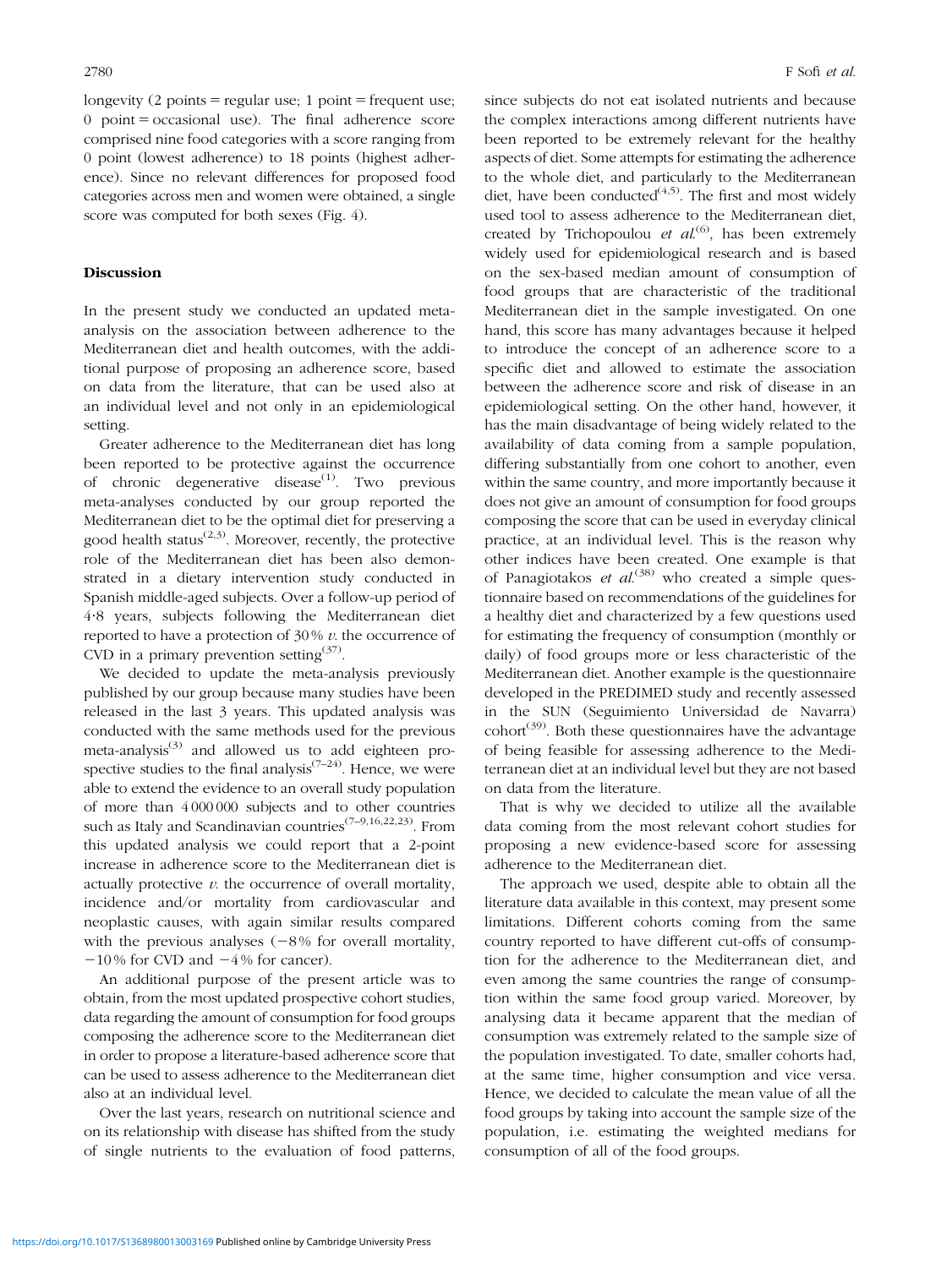longevity (2 points = regular use; 1 point = frequent use; 0 point = occasional use). The final adherence score comprised nine food categories with a score ranging from 0 point (lowest adherence) to 18 points (highest adherence). Since no relevant differences for proposed food categories across men and women were obtained, a single score was computed for both sexes (Fig. 4).

## Discussion

In the present study we conducted an updated meta-analysis on the association between adherence to the Mediterranean diet and health outcomes, with the additional purpose of proposing an adherence score, based on data from the literature, that can be used also at an individual level and not only in an epidemiological setting.

Greater adherence to the Mediterranean diet has long been reported to be protective against the occurrence of chronic degenerative disease[1]. Two previous meta-analyses conducted by our group reported the Mediterranean diet to be the optimal diet for preserving a good health status[2,3]. Moreover, recently, the protective role of the Mediterranean diet has been also demonstrated in a dietary intervention study conducted in Spanish middle-aged subjects. Over a follow-up period of 4·8 years, subjects following the Mediterranean diet reported to have a protection of 30 % *v.* the occurrence of CVD in a primary prevention setting[37].

We decided to update the meta-analysis previously published by our group because many studies have been released in the last 3 years. This updated analysis was conducted with the same methods used for the previous meta-analysis[3] and allowed us to add eighteen prospective studies to the final analysis[7–24]. Hence, we were able to extend the evidence to an overall study population of more than 4 000 000 subjects and to other countries such as Italy and Scandinavian countries[7–9,16,22,23]. From this updated analysis we could report that a 2-point increase in adherence score to the Mediterranean diet is actually protective *v.* the occurrence of overall mortality, incidence and/or mortality from cardiovascular and neoplastic causes, with again similar results compared with the previous analyses (−8 % for overall mortality, −10 % for CVD and −4 % for cancer).

An additional purpose of the present article was to obtain, from the most updated prospective cohort studies, data regarding the amount of consumption for food groups composing the adherence score to the Mediterranean diet in order to propose a literature-based adherence score that can be used to assess adherence to the Mediterranean diet also at an individual level.

Over the last years, research on nutritional science and on its relationship with disease has shifted from the study of single nutrients to the evaluation of food patterns, since subjects do not eat isolated nutrients and because the complex interactions among different nutrients have been reported to be extremely relevant for the healthy aspects of diet. Some attempts for estimating the adherence to the whole diet, and particularly to the Mediterranean diet, have been conducted[4,5]. The first and most widely used tool to assess adherence to the Mediterranean diet, created by Trichopoulou *et al.*[6], has been extremely widely used for epidemiological research and is based on the sex-based median amount of consumption of food groups that are characteristic of the traditional Mediterranean diet in the sample investigated. On one hand, this score has many advantages because it helped to introduce the concept of an adherence score to a specific diet and allowed to estimate the association between the adherence score and risk of disease in an epidemiological setting. On the other hand, however, it has the main disadvantage of being widely related to the availability of data coming from a sample population, differing substantially from one cohort to another, even within the same country, and more importantly because it does not give an amount of consumption for food groups composing the score that can be used in everyday clinical practice, at an individual level. This is the reason why other indices have been created. One example is that of Panagiotakos *et al.*[38] who created a simple questionnaire based on recommendations of the guidelines for a healthy diet and characterized by a few questions used for estimating the frequency of consumption (monthly or daily) of food groups more or less characteristic of the Mediterranean diet. Another example is the questionnaire developed in the PREDIMED study and recently assessed in the SUN (Seguimiento Universidad de Navarra) cohort[39]. Both these questionnaires have the advantage of being feasible for assessing adherence to the Mediterranean diet at an individual level but they are not based on data from the literature.

That is why we decided to utilize all the available data coming from the most relevant cohort studies for proposing a new evidence-based score for assessing adherence to the Mediterranean diet.

The approach we used, despite able to obtain all the literature data available in this context, may present some limitations. Different cohorts coming from the same country reported to have different cut-offs of consumption for the adherence to the Mediterranean diet, and even among the same countries the range of consumption within the same food group varied. Moreover, by analysing data it became apparent that the median of consumption was extremely related to the sample size of the population investigated. To date, smaller cohorts had, at the same time, higher consumption and vice versa. Hence, we decided to calculate the mean value of all the food groups by taking into account the sample size of the population, i.e. estimating the weighted medians for consumption of all of the food groups.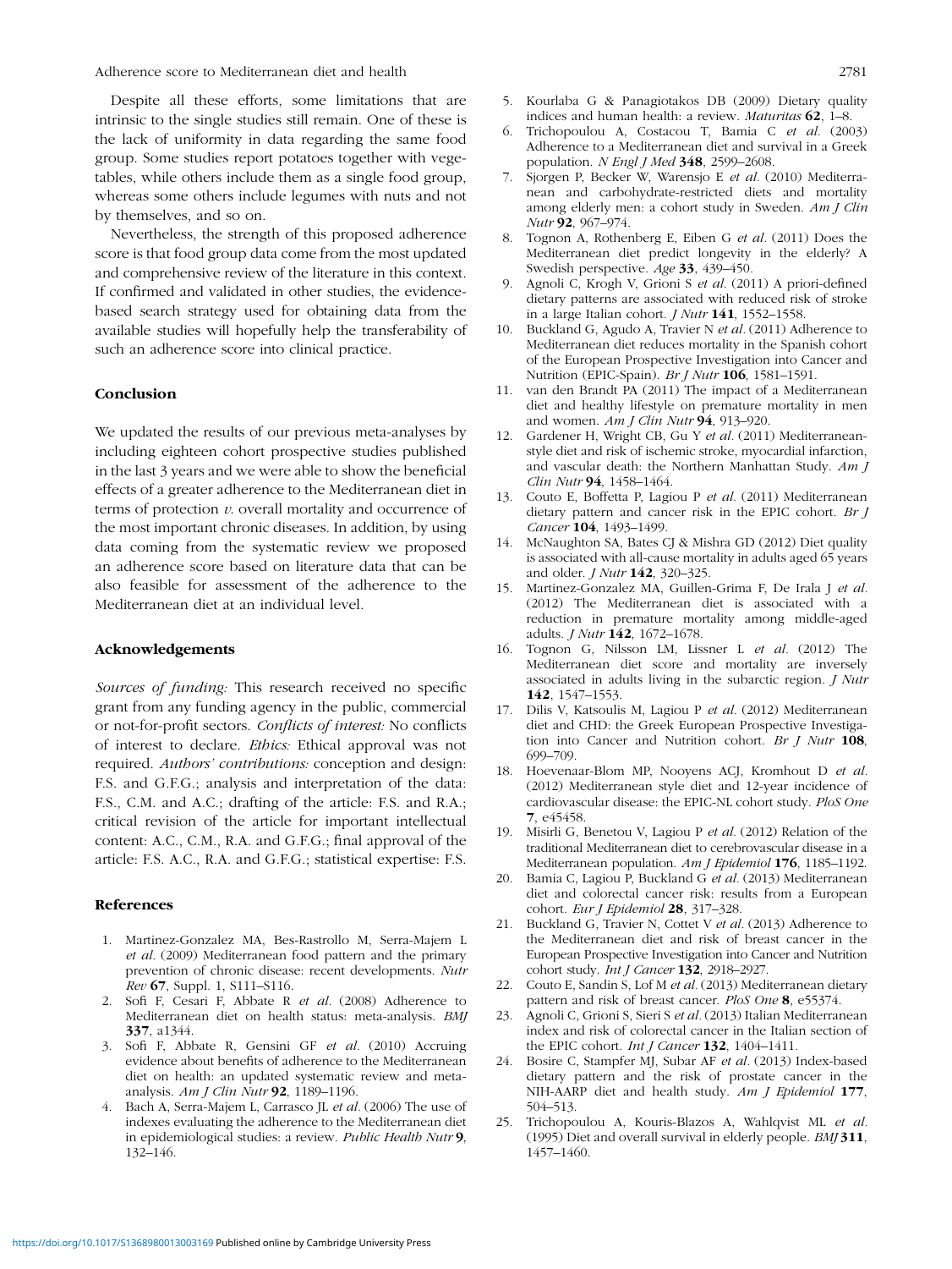Despite all these efforts, some limitations that are intrinsic to the single studies still remain. One of these is the lack of uniformity in data regarding the same food group. Some studies report potatoes together with vegetables, while others include them as a single food group, whereas some others include legumes with nuts and not by themselves, and so on.

Nevertheless, the strength of this proposed adherence score is that food group data come from the most updated and comprehensive review of the literature in this context. If confirmed and validated in other studies, the evidence-based search strategy used for obtaining data from the available studies will hopefully help the transferability of such an adherence score into clinical practice.

## Conclusion

We updated the results of our previous meta-analyses by including eighteen cohort prospective studies published in the last 3 years and we were able to show the beneficial effects of a greater adherence to the Mediterranean diet in terms of protection *v.* overall mortality and occurrence of the most important chronic diseases. In addition, by using data coming from the systematic review we proposed an adherence score based on literature data that can be also feasible for assessment of the adherence to the Mediterranean diet at an individual level.

## Acknowledgements

*Sources of funding:* This research received no specific grant from any funding agency in the public, commercial or not-for-profit sectors. *Conflicts of interest:* No conflicts of interest to declare. *Ethics:* Ethical approval was not required. *Authors' contributions:* conception and design: F.S. and G.F.G.; analysis and interpretation of the data: F.S., C.M. and A.C.; drafting of the article: F.S. and R.A.; critical revision of the article for important intellectual content: A.C., C.M., R.A. and G.F.G.; final approval of the article: F.S. A.C., R.A. and G.F.G.; statistical expertise: F.S.

## References

1. Martinez-Gonzalez MA, Bes-Rastrollo M, Serra-Majem L *et al.* (2009) Mediterranean food pattern and the primary prevention of chronic disease: recent developments. *Nutr Rev* **67**, Suppl. 1, S111–S116.
2. Sofi F, Cesari F, Abbate R *et al.* (2008) Adherence to Mediterranean diet on health status: meta-analysis. *BMJ* **337**, a1344.
3. Sofi F, Abbate R, Gensini GF *et al.* (2010) Accruing evidence about benefits of adherence to the Mediterranean diet on health: an updated systematic review and meta-analysis. *Am J Clin Nutr* **92**, 1189–1196.
4. Bach A, Serra-Majem L, Carrasco JL *et al.* (2006) The use of indexes evaluating the adherence to the Mediterranean diet in epidemiological studies: a review. *Public Health Nutr* **9**, 132–146.
5. Kourlaba G & Panagiotakos DB (2009) Dietary quality indices and human health: a review. *Maturitas* **62**, 1–8.
6. Trichopoulou A, Costacou T, Bamia C *et al.* (2003) Adherence to a Mediterranean diet and survival in a Greek population. *N Engl J Med* **348**, 2599–2608.
7. Sjorgen P, Becker W, Warensjo E *et al.* (2010) Mediterranean and carbohydrate-restricted diets and mortality among elderly men: a cohort study in Sweden. *Am J Clin Nutr* **92**, 967–974.
8. Tognon A, Rothenberg E, Eiben G *et al.* (2011) Does the Mediterranean diet predict longevity in the elderly? A Swedish perspective. *Age* **33**, 439–450.
9. Agnoli C, Krogh V, Grioni S *et al.* (2011) A priori-defined dietary patterns are associated with reduced risk of stroke in a large Italian cohort. *J Nutr* **141**, 1552–1558.
10. Buckland G, Agudo A, Travier N *et al.* (2011) Adherence to Mediterranean diet reduces mortality in the Spanish cohort of the European Prospective Investigation into Cancer and Nutrition (EPIC-Spain). *Br J Nutr* **106**, 1581–1591.
11. van den Brandt PA (2011) The impact of a Mediterranean diet and healthy lifestyle on premature mortality in men and women. *Am J Clin Nutr* **94**, 913–920.
12. Gardener H, Wright CB, Gu Y *et al.* (2011) Mediterranean-style diet and risk of ischemic stroke, myocardial infarction, and vascular death: the Northern Manhattan Study. *Am J Clin Nutr* **94**, 1458–1464.
13. Couto E, Boffetta P, Lagiou P *et al.* (2011) Mediterranean dietary pattern and cancer risk in the EPIC cohort. *Br J Cancer* **104**, 1493–1499.
14. McNaughton SA, Bates CJ & Mishra GD (2012) Diet quality is associated with all-cause mortality in adults aged 65 years and older. *J Nutr* **142**, 320–325.
15. Martinez-Gonzalez MA, Guillen-Grima F, De Irala J *et al.* (2012) The Mediterranean diet is associated with a reduction in premature mortality among middle-aged adults. *J Nutr* **142**, 1672–1678.
16. Tognon G, Nilsson LM, Lissner L *et al.* (2012) The Mediterranean diet score and mortality are inversely associated in adults living in the subarctic region. *J Nutr* **142**, 1547–1553.
17. Dilis V, Katsoulis M, Lagiou P *et al.* (2012) Mediterranean diet and CHD: the Greek European Prospective Investigation into Cancer and Nutrition cohort. *Br J Nutr* **108**, 699–709.
18. Hoevenaar-Blom MP, Nooyens ACJ, Kromhout D *et al.* (2012) Mediterranean style diet and 12-year incidence of cardiovascular disease: the EPIC-NL cohort study. *PloS One* **7**, e45458.
19. Misirli G, Benetou V, Lagiou P *et al.* (2012) Relation of the traditional Mediterranean diet to cerebrovascular disease in a Mediterranean population. *Am J Epidemiol* **176**, 1185–1192.
20. Bamia C, Lagiou P, Buckland G *et al.* (2013) Mediterranean diet and colorectal cancer risk: results from a European cohort. *Eur J Epidemiol* **28**, 317–328.
21. Buckland G, Travier N, Cottet V *et al.* (2013) Adherence to the Mediterranean diet and risk of breast cancer in the European Prospective Investigation into Cancer and Nutrition cohort study. *Int J Cancer* **132**, 2918–2927.
22. Couto E, Sandin S, Lof M *et al.* (2013) Mediterranean dietary pattern and risk of breast cancer. *PloS One* **8**, e55374.
23. Agnoli C, Grioni S, Sieri S *et al.* (2013) Italian Mediterranean index and risk of colorectal cancer in the Italian section of the EPIC cohort. *Int J Cancer* **132**, 1404–1411.
24. Bosire C, Stampfer MJ, Subar AF *et al.* (2013) Index-based dietary pattern and the risk of prostate cancer in the NIH-AARP diet and health study. *Am J Epidemiol* **177**, 504–513.
25. Trichopoulou A, Kouris-Blazos A, Wahlqvist ML *et al.* (1995) Diet and overall survival in elderly people. *BMJ* **311**, 1457–1460.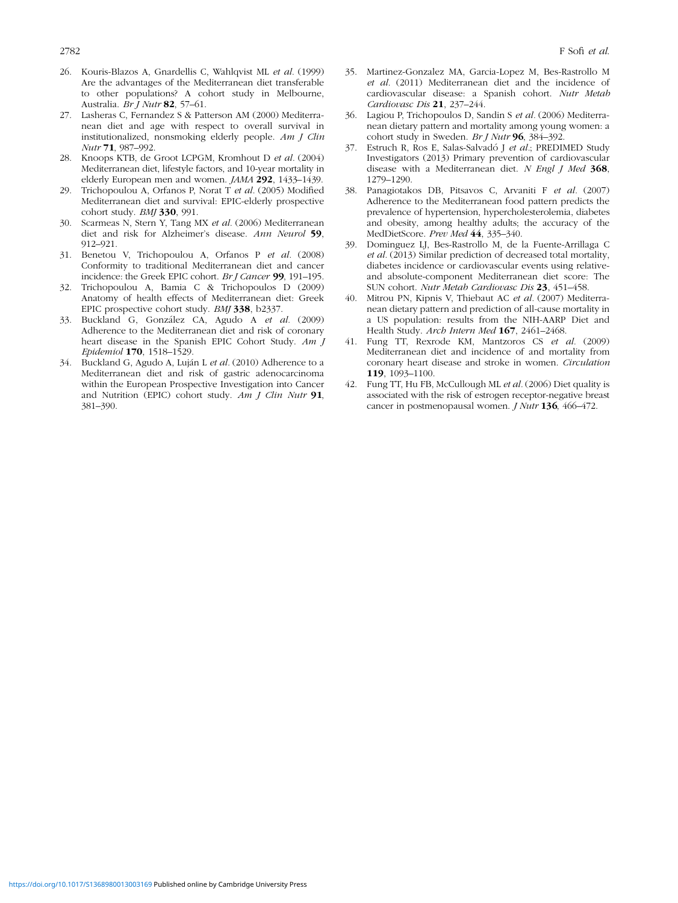26. Kouris-Blazos A, Gnardellis C, Wahlqvist ML *et al.* (1999) Are the advantages of the Mediterranean diet transferable to other populations? A cohort study in Melbourne, Australia. *Br J Nutr* **82**, 57–61.
27. Lasheras C, Fernandez S & Patterson AM (2000) Mediterranean diet and age with respect to overall survival in institutionalized, nonsmoking elderly people. *Am J Clin Nutr* **71**, 987–992.
28. Knoops KTB, de Groot LCPGM, Kromhout D *et al.* (2004) Mediterranean diet, lifestyle factors, and 10-year mortality in elderly European men and women. *JAMA* **292**, 1433–1439.
29. Trichopoulou A, Orfanos P, Norat T *et al.* (2005) Modified Mediterranean diet and survival: EPIC-elderly prospective cohort study. *BMJ* **330**, 991.
30. Scarmeas N, Stern Y, Tang MX *et al.* (2006) Mediterranean diet and risk for Alzheimer's disease. *Ann Neurol* **59**, 912–921.
31. Benetou V, Trichopoulou A, Orfanos P *et al.* (2008) Conformity to traditional Mediterranean diet and cancer incidence: the Greek EPIC cohort. *Br J Cancer* **99**, 191–195.
32. Trichopoulou A, Bamia C & Trichopoulos D (2009) Anatomy of health effects of Mediterranean diet: Greek EPIC prospective cohort study. *BMJ* **338**, b2337.
33. Buckland G, González CA, Agudo A *et al.* (2009) Adherence to the Mediterranean diet and risk of coronary heart disease in the Spanish EPIC Cohort Study. *Am J Epidemiol* **170**, 1518–1529.
34. Buckland G, Agudo A, Luján L *et al.* (2010) Adherence to a Mediterranean diet and risk of gastric adenocarcinoma within the European Prospective Investigation into Cancer and Nutrition (EPIC) cohort study. *Am J Clin Nutr* **91**, 381–390.
35. Martinez-Gonzalez MA, Garcia-Lopez M, Bes-Rastrollo M *et al.* (2011) Mediterranean diet and the incidence of cardiovascular disease: a Spanish cohort. *Nutr Metab Cardiovasc Dis* **21**, 237–244.
36. Lagiou P, Trichopoulos D, Sandin S *et al.* (2006) Mediterranean dietary pattern and mortality among young women: a cohort study in Sweden. *Br J Nutr* **96**, 384–392.
37. Estruch R, Ros E, Salas-Salvadó J *et al.*; PREDIMED Study Investigators (2013) Primary prevention of cardiovascular disease with a Mediterranean diet. *N Engl J Med* **368**, 1279–1290.
38. Panagiotakos DB, Pitsavos C, Arvaniti F *et al.* (2007) Adherence to the Mediterranean food pattern predicts the prevalence of hypertension, hypercholesterolemia, diabetes and obesity, among healthy adults; the accuracy of the MedDietScore. *Prev Med* **44**, 335–340.
39. Dominguez LJ, Bes-Rastrollo M, de la Fuente-Arrillaga C *et al.* (2013) Similar prediction of decreased total mortality, diabetes incidence or cardiovascular events using relative- and absolute-component Mediterranean diet score: The SUN cohort. *Nutr Metab Cardiovasc Dis* **23**, 451–458.
40. Mitrou PN, Kipnis V, Thiebaut AC *et al.* (2007) Mediterranean dietary pattern and prediction of all-cause mortality in a US population: results from the NIH-AARP Diet and Health Study. *Arch Intern Med* **167**, 2461–2468.
41. Fung TT, Rexrode KM, Mantzoros CS *et al.* (2009) Mediterranean diet and incidence of and mortality from coronary heart disease and stroke in women. *Circulation* **119**, 1093–1100.
42. Fung TT, Hu FB, McCullough ML *et al.* (2006) Diet quality is associated with the risk of estrogen receptor-negative breast cancer in postmenopausal women. *J Nutr* **136**, 466–472.